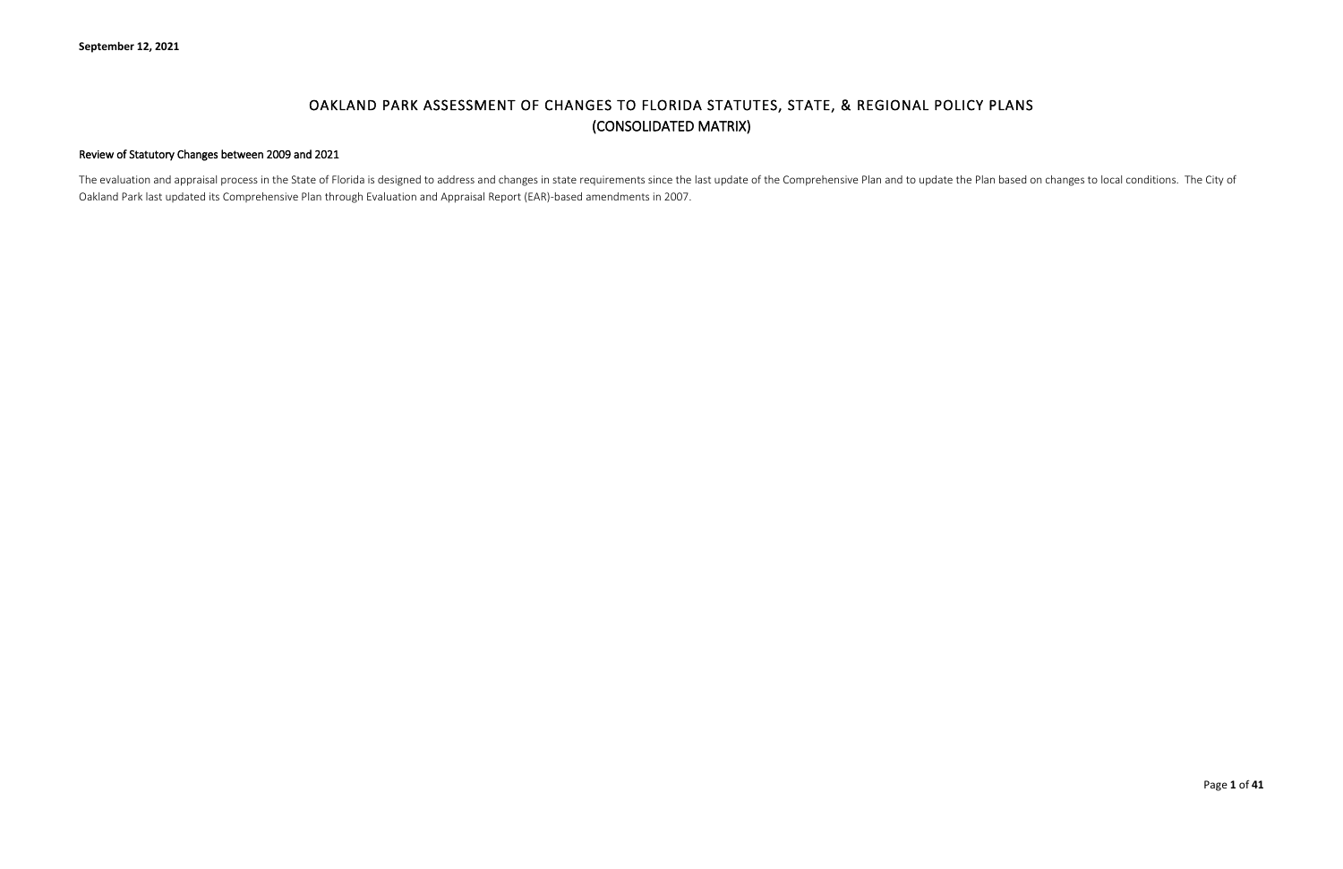**September 12, 2021**

# OAKLAND PARK ASSESSMENT OF CHANGES TO FLORIDA STATUTES, STATE, & REGIONAL POLICY PLANS
# (CONSOLIDATED MATRIX)

**Review of Statutory Changes between 2009 and 2021**

The evaluation and appraisal process in the State of Florida is designed to address and changes in state requirements since the last update of the Comprehensive Plan and to update the Plan based on changes to local conditions. The City of Oakland Park last updated its Comprehensive Plan through Evaluation and Appraisal Report (EAR)-based amendments in 2007.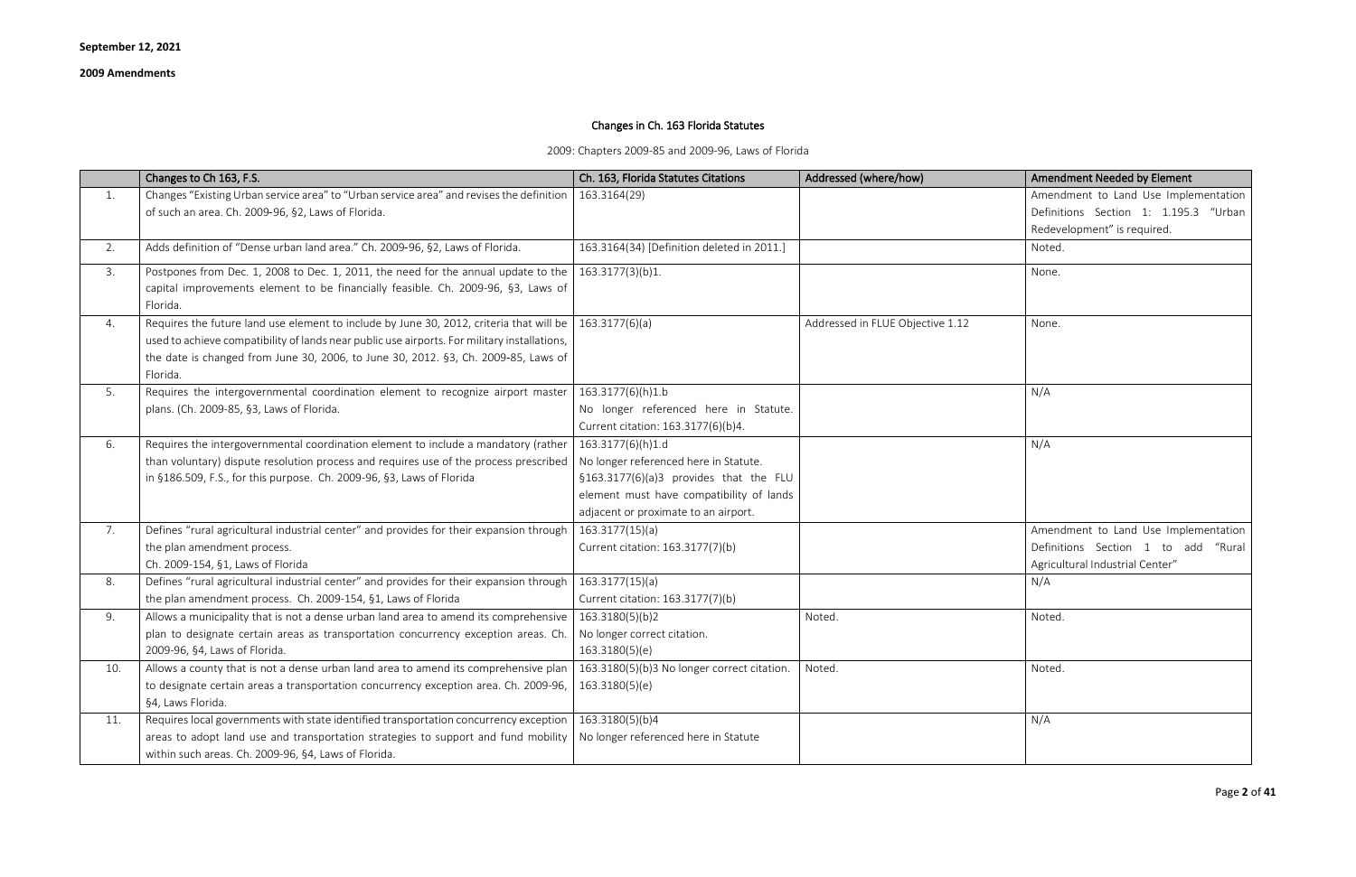**September 12, 2021**

**2009 Amendments**

## Changes in Ch. 163 Florida Statutes

2009: Chapters 2009-85 and 2009-96, Laws of Florida

| | Changes to Ch 163, F.S. | Ch. 163, Florida Statutes Citations | Addressed (where/how) | Amendment Needed by Element |
|---|---|---|---|---|
| 1. | Changes "Existing Urban service area" to "Urban service area" and revises the definition of such an area. Ch. 2009-96, §2, Laws of Florida. | 163.3164(29) | | Amendment to Land Use Implementation Definitions Section 1: 1.195.3 "Urban Redevelopment" is required. |
| 2. | Adds definition of "Dense urban land area." Ch. 2009-96, §2, Laws of Florida. | 163.3164(34) [Definition deleted in 2011.] | | Noted. |
| 3. | Postpones from Dec. 1, 2008 to Dec. 1, 2011, the need for the annual update to the capital improvements element to be financially feasible. Ch. 2009-96, §3, Laws of Florida. | 163.3177(3)(b)1. | | None. |
| 4. | Requires the future land use element to include by June 30, 2012, criteria that will be used to achieve compatibility of lands near public use airports. For military installations, the date is changed from June 30, 2006, to June 30, 2012. §3, Ch. 2009-85, Laws of Florida. | 163.3177(6)(a) | Addressed in FLUE Objective 1.12 | None. |
| 5. | Requires the intergovernmental coordination element to recognize airport master plans. (Ch. 2009-85, §3, Laws of Florida. | 163.3177(6)(h)1.b No longer referenced here in Statute. Current citation: 163.3177(6)(b)4. | | N/A |
| 6. | Requires the intergovernmental coordination element to include a mandatory (rather than voluntary) dispute resolution process and requires use of the process prescribed in §186.509, F.S., for this purpose. Ch. 2009-96, §3, Laws of Florida | 163.3177(6)(h)1.d No longer referenced here in Statute. §163.3177(6)(a)3 provides that the FLU element must have compatibility of lands adjacent or proximate to an airport. | | N/A |
| 7. | Defines "rural agricultural industrial center" and provides for their expansion through the plan amendment process. Ch. 2009-154, §1, Laws of Florida | 163.3177(15)(a) Current citation: 163.3177(7)(b) | | Amendment to Land Use Implementation Definitions Section 1 to add "Rural Agricultural Industrial Center" |
| 8. | Defines "rural agricultural industrial center" and provides for their expansion through the plan amendment process. Ch. 2009-154, §1, Laws of Florida | 163.3177(15)(a) Current citation: 163.3177(7)(b) | | N/A |
| 9. | Allows a municipality that is not a dense urban land area to amend its comprehensive plan to designate certain areas as transportation concurrency exception areas. Ch. 2009-96, §4, Laws of Florida. | 163.3180(5)(b)2 No longer correct citation. 163.3180(5)(e) | Noted. | Noted. |
| 10. | Allows a county that is not a dense urban land area to amend its comprehensive plan to designate certain areas a transportation concurrency exception area. Ch. 2009-96, §4, Laws Florida. | 163.3180(5)(b)3 No longer correct citation. 163.3180(5)(e) | Noted. | Noted. |
| 11. | Requires local governments with state identified transportation concurrency exception areas to adopt land use and transportation strategies to support and fund mobility within such areas. Ch. 2009-96, §4, Laws of Florida. | 163.3180(5)(b)4 No longer referenced here in Statute | | N/A |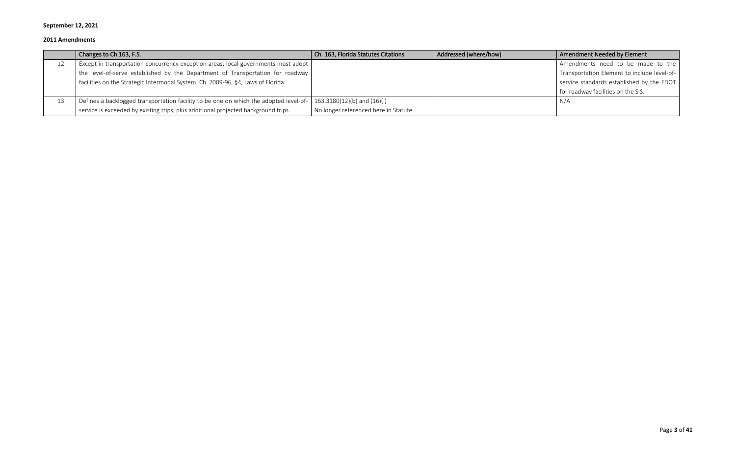**September 12, 2021**

**2011 Amendments**

| | Changes to Ch 163, F.S. | Ch. 163, Florida Statutes Citations | Addressed (where/how) | Amendment Needed by Element |
|---|---|---|---|---|
| 12. | Except in transportation concurrency exception areas, local governments must adopt the level-of-serve established by the Department of Transportation for roadway facilities on the Strategic Intermodal System. Ch. 2009-96, §4, Laws of Florida. | | | Amendments need to be made to the Transportation Element to include level-of-service standards established by the FDOT for roadway facilities on the SIS. |
| 13. | Defines a backlogged transportation facility to be one on which the adopted level-of-service is exceeded by existing trips, plus additional projected background trips. | 163.3180(12)(b) and (16)(i) No longer referenced here in Statute. | | N/A |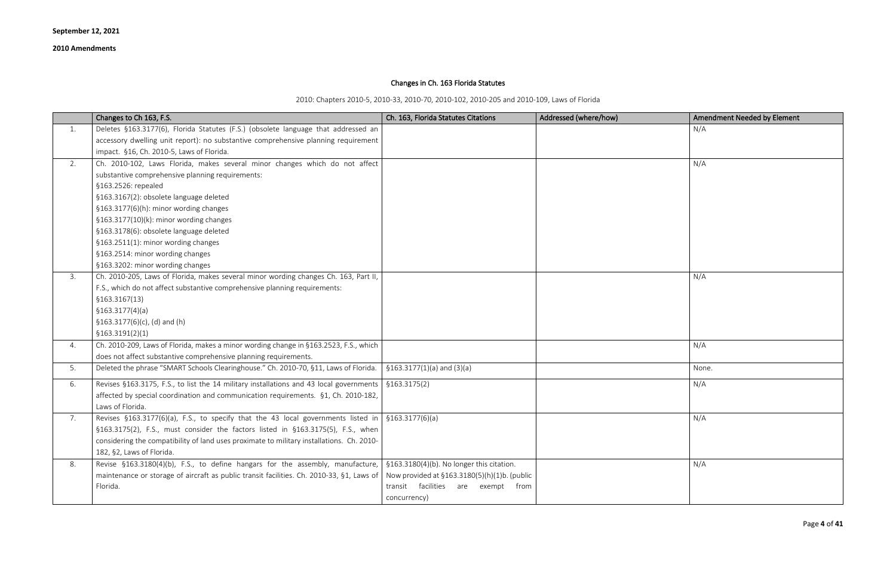**September 12, 2021**

**2010 Amendments**

## Changes in Ch. 163 Florida Statutes

2010: Chapters 2010-5, 2010-33, 2010-70, 2010-102, 2010-205 and 2010-109, Laws of Florida

| | Changes to Ch 163, F.S. | Ch. 163, Florida Statutes Citations | Addressed (where/how) | Amendment Needed by Element |
|---|---|---|---|---|
| 1. | Deletes §163.3177(6), Florida Statutes (F.S.) (obsolete language that addressed an accessory dwelling unit report): no substantive comprehensive planning requirement impact. §16, Ch. 2010-5, Laws of Florida. | | | N/A |
| 2. | Ch. 2010-102, Laws Florida, makes several minor changes which do not affect substantive comprehensive planning requirements:<br>§163.2526: repealed<br>§163.3167(2): obsolete language deleted<br>§163.3177(6)(h): minor wording changes<br>§163.3177(10)(k): minor wording changes<br>§163.3178(6): obsolete language deleted<br>§163.2511(1): minor wording changes<br>§163.2514: minor wording changes<br>§163.3202: minor wording changes | | | N/A |
| 3. | Ch. 2010-205, Laws of Florida, makes several minor wording changes Ch. 163, Part II, F.S., which do not affect substantive comprehensive planning requirements:<br>§163.3167(13)<br>§163.3177(4)(a)<br>§163.3177(6)(c), (d) and (h)<br>§163.3191(2)(l) | | | N/A |
| 4. | Ch. 2010-209, Laws of Florida, makes a minor wording change in §163.2523, F.S., which does not affect substantive comprehensive planning requirements. | | | N/A |
| 5. | Deleted the phrase "SMART Schools Clearinghouse." Ch. 2010-70, §11, Laws of Florida. | §163.3177(1)(a) and (3)(a) | | None. |
| 6. | Revises §163.3175, F.S., to list the 14 military installations and 43 local governments affected by special coordination and communication requirements. §1, Ch. 2010-182, Laws of Florida. | §163.3175(2) | | N/A |
| 7. | Revises §163.3177(6)(a), F.S., to specify that the 43 local governments listed in §163.3175(2), F.S., must consider the factors listed in §163.3175(5), F.S., when considering the compatibility of land uses proximate to military installations. Ch. 2010-182, §2, Laws of Florida. | §163.3177(6)(a) | | N/A |
| 8. | Revise §163.3180(4)(b), F.S., to define hangars for the assembly, manufacture, maintenance or storage of aircraft as public transit facilities. Ch. 2010-33, §1, Laws of Florida. | §163.3180(4)(b). No longer this citation. Now provided at §163.3180(5)(h)(1)b. (public transit facilities are exempt from concurrency) | | N/A |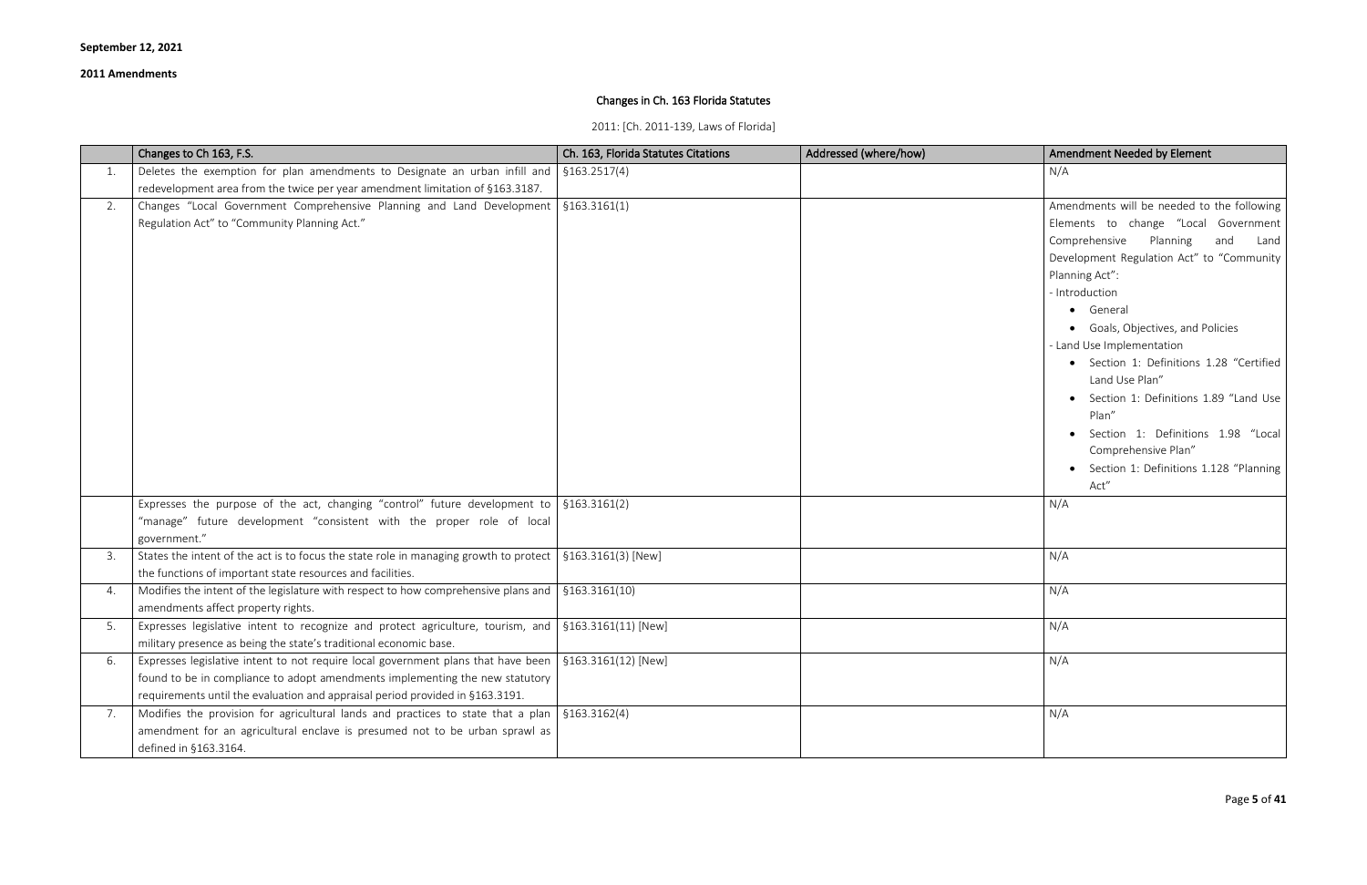**September 12, 2021**

**2011 Amendments**

## Changes in Ch. 163 Florida Statutes

2011: [Ch. 2011-139, Laws of Florida]

| | Changes to Ch 163, F.S. | Ch. 163, Florida Statutes Citations | Addressed (where/how) | Amendment Needed by Element |
|---|---|---|---|---|
| 1. | Deletes the exemption for plan amendments to Designate an urban infill and redevelopment area from the twice per year amendment limitation of §163.3187. | §163.2517(4) | | N/A |
| 2. | Changes "Local Government Comprehensive Planning and Land Development Regulation Act" to "Community Planning Act." | §163.3161(1) | | Amendments will be needed to the following Elements to change "Local Government Comprehensive Planning and Land Development Regulation Act" to "Community Planning Act":<br>- Introduction<br>• General<br>• Goals, Objectives, and Policies<br>- Land Use Implementation<br>• Section 1: Definitions 1.28 "Certified Land Use Plan"<br>• Section 1: Definitions 1.89 "Land Use Plan"<br>• Section 1: Definitions 1.98 "Local Comprehensive Plan"<br>• Section 1: Definitions 1.128 "Planning Act" |
| | Expresses the purpose of the act, changing "control" future development to "manage" future development "consistent with the proper role of local government." | §163.3161(2) | | N/A |
| 3. | States the intent of the act is to focus the state role in managing growth to protect the functions of important state resources and facilities. | §163.3161(3) [New] | | N/A |
| 4. | Modifies the intent of the legislature with respect to how comprehensive plans and amendments affect property rights. | §163.3161(10) | | N/A |
| 5. | Expresses legislative intent to recognize and protect agriculture, tourism, and military presence as being the state's traditional economic base. | §163.3161(11) [New] | | N/A |
| 6. | Expresses legislative intent to not require local government plans that have been found to be in compliance to adopt amendments implementing the new statutory requirements until the evaluation and appraisal period provided in §163.3191. | §163.3161(12) [New] | | N/A |
| 7. | Modifies the provision for agricultural lands and practices to state that a plan amendment for an agricultural enclave is presumed not to be urban sprawl as defined in §163.3164. | §163.3162(4) | | N/A |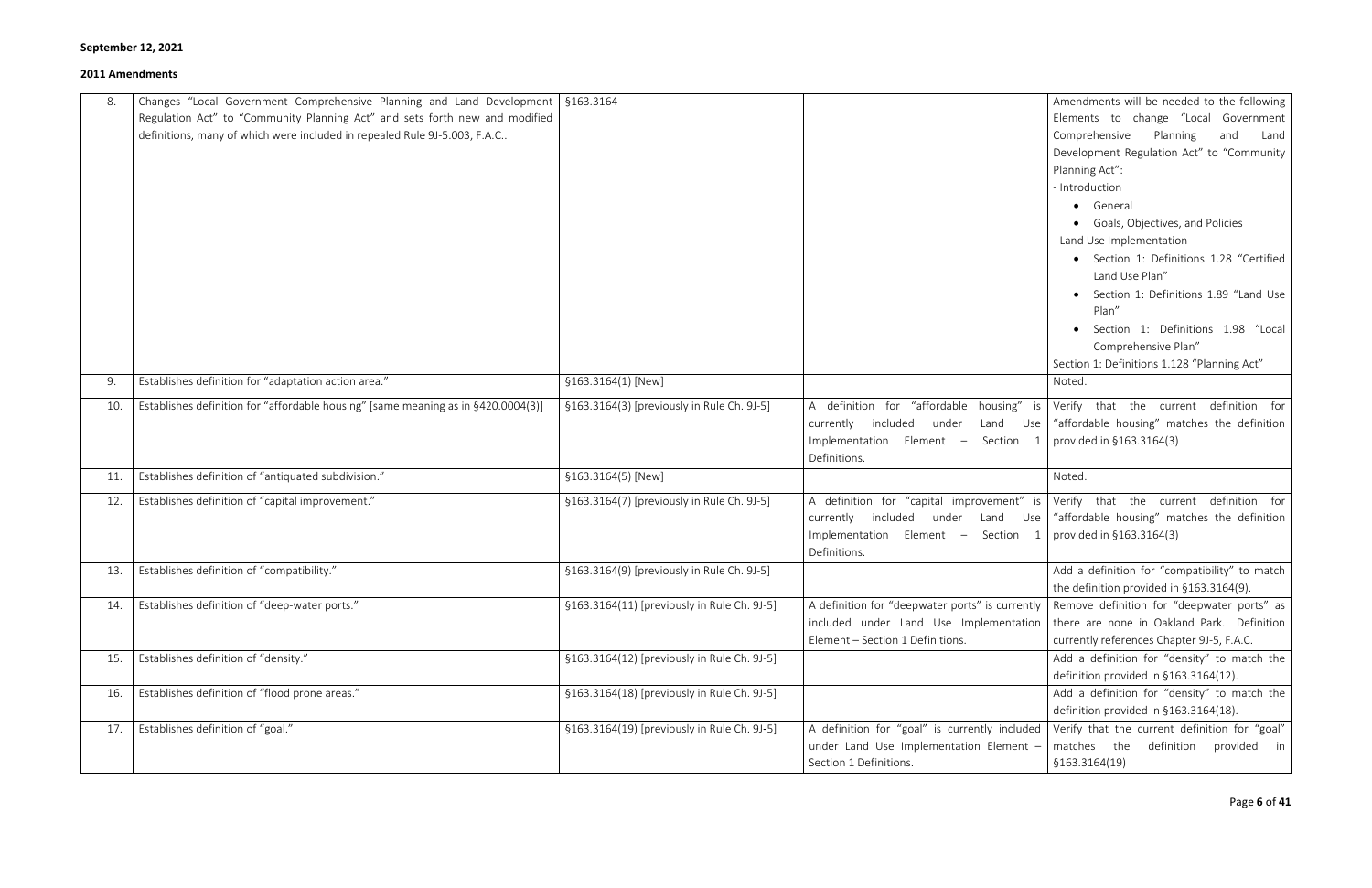**September 12, 2021**

**2011 Amendments**

| | | | | |
|---|---|---|---|---|
| 8. | Changes "Local Government Comprehensive Planning and Land Development Regulation Act" to "Community Planning Act" and sets forth new and modified definitions, many of which were included in repealed Rule 9J-5.003, F.A.C.. | §163.3164 | | Amendments will be needed to the following Elements to change "Local Government Comprehensive Planning and Land Development Regulation Act" to "Community Planning Act":<br>- Introduction<br>• General<br>• Goals, Objectives, and Policies<br>- Land Use Implementation<br>• Section 1: Definitions 1.28 "Certified Land Use Plan"<br>• Section 1: Definitions 1.89 "Land Use Plan"<br>• Section 1: Definitions 1.98 "Local Comprehensive Plan"<br>Section 1: Definitions 1.128 "Planning Act" |
| 9. | Establishes definition for "adaptation action area." | §163.3164(1) [New] | | Noted. |
| 10. | Establishes definition for "affordable housing" [same meaning as in §420.0004(3)] | §163.3164(3) [previously in Rule Ch. 9J-5] | A definition for "affordable housing" is currently included under Land Use Implementation Element – Section 1 Definitions. | Verify that the current definition for "affordable housing" matches the definition provided in §163.3164(3) |
| 11. | Establishes definition of "antiquated subdivision." | §163.3164(5) [New] | | Noted. |
| 12. | Establishes definition of "capital improvement." | §163.3164(7) [previously in Rule Ch. 9J-5] | A definition for "capital improvement" is currently included under Land Use Implementation Element – Section 1 Definitions. | Verify that the current definition for "affordable housing" matches the definition provided in §163.3164(3) |
| 13. | Establishes definition of "compatibility." | §163.3164(9) [previously in Rule Ch. 9J-5] | | Add a definition for "compatibility" to match the definition provided in §163.3164(9). |
| 14. | Establishes definition of "deep-water ports." | §163.3164(11) [previously in Rule Ch. 9J-5] | A definition for "deepwater ports" is currently included under Land Use Implementation Element – Section 1 Definitions. | Remove definition for "deepwater ports" as there are none in Oakland Park. Definition currently references Chapter 9J-5, F.A.C. |
| 15. | Establishes definition of "density." | §163.3164(12) [previously in Rule Ch. 9J-5] | | Add a definition for "density" to match the definition provided in §163.3164(12). |
| 16. | Establishes definition of "flood prone areas." | §163.3164(18) [previously in Rule Ch. 9J-5] | | Add a definition for "density" to match the definition provided in §163.3164(18). |
| 17. | Establishes definition of "goal." | §163.3164(19) [previously in Rule Ch. 9J-5] | A definition for "goal" is currently included under Land Use Implementation Element – Section 1 Definitions. | Verify that the current definition for "goal" matches the definition provided in §163.3164(19) |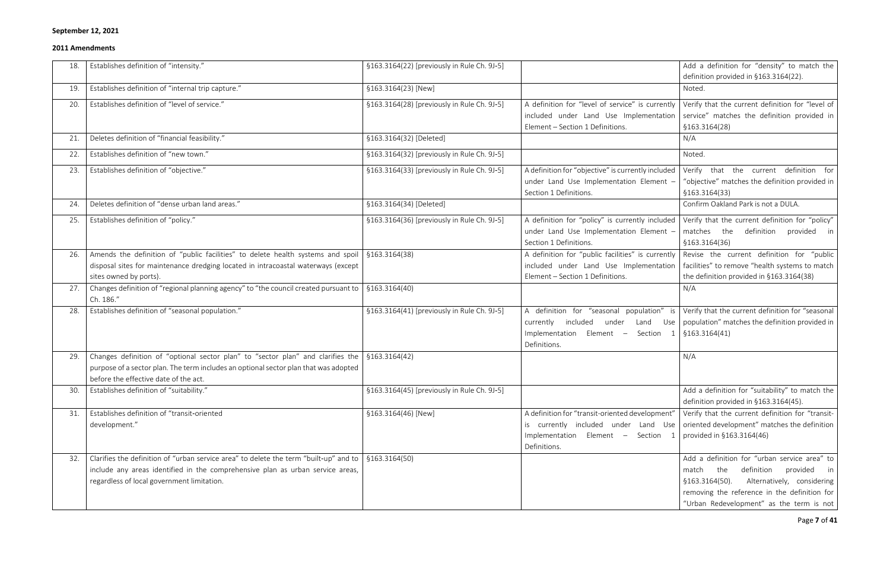**September 12, 2021**

**2011 Amendments**

| | | | | |
|---|---|---|---|---|
| 18. | Establishes definition of "intensity." | §163.3164(22) [previously in Rule Ch. 9J-5] | | Add a definition for "density" to match the definition provided in §163.3164(22). |
| 19. | Establishes definition of "internal trip capture." | §163.3164(23) [New] | | Noted. |
| 20. | Establishes definition of "level of service." | §163.3164(28) [previously in Rule Ch. 9J-5] | A definition for "level of service" is currently included under Land Use Implementation Element – Section 1 Definitions. | Verify that the current definition for "level of service" matches the definition provided in §163.3164(28) |
| 21. | Deletes definition of "financial feasibility." | §163.3164(32) [Deleted] | | N/A |
| 22. | Establishes definition of "new town." | §163.3164(32) [previously in Rule Ch. 9J-5] | | Noted. |
| 23. | Establishes definition of "objective." | §163.3164(33) [previously in Rule Ch. 9J-5] | A definition for "objective" is currently included under Land Use Implementation Element – Section 1 Definitions. | Verify that the current definition for "objective" matches the definition provided in §163.3164(33) |
| 24. | Deletes definition of "dense urban land areas." | §163.3164(34) [Deleted] | | Confirm Oakland Park is not a DULA. |
| 25. | Establishes definition of "policy." | §163.3164(36) [previously in Rule Ch. 9J-5] | A definition for "policy" is currently included under Land Use Implementation Element – Section 1 Definitions. | Verify that the current definition for "policy" matches the definition provided in §163.3164(36) |
| 26. | Amends the definition of "public facilities" to delete health systems and spoil disposal sites for maintenance dredging located in intracoastal waterways (except sites owned by ports). | §163.3164(38) | A definition for "public facilities" is currently included under Land Use Implementation Element – Section 1 Definitions. | Revise the current definition for "public facilities" to remove "health systems to match the definition provided in §163.3164(38) |
| 27. | Changes definition of "regional planning agency" to "the council created pursuant to Ch. 186." | §163.3164(40) | | N/A |
| 28. | Establishes definition of "seasonal population." | §163.3164(41) [previously in Rule Ch. 9J-5] | A definition for "seasonal population" is currently included under Land Use Implementation Element – Section 1 Definitions. | Verify that the current definition for "seasonal population" matches the definition provided in §163.3164(41) |
| 29. | Changes definition of "optional sector plan" to "sector plan" and clarifies the purpose of a sector plan. The term includes an optional sector plan that was adopted before the effective date of the act. | §163.3164(42) | | N/A |
| 30. | Establishes definition of "suitability." | §163.3164(45) [previously in Rule Ch. 9J-5] | | Add a definition for "suitability" to match the definition provided in §163.3164(45). |
| 31. | Establishes definition of "transit-oriented development." | §163.3164(46) [New] | A definition for "transit-oriented development" is currently included under Land Use Implementation Element – Section 1 Definitions. | Verify that the current definition for "transit-oriented development" matches the definition provided in §163.3164(46) |
| 32. | Clarifies the definition of "urban service area" to delete the term "built-up" and to include any areas identified in the comprehensive plan as urban service areas, regardless of local government limitation. | §163.3164(50) | | Add a definition for "urban service area" to match the definition provided in §163.3164(50). Alternatively, considering removing the reference in the definition for "Urban Redevelopment" as the term is not |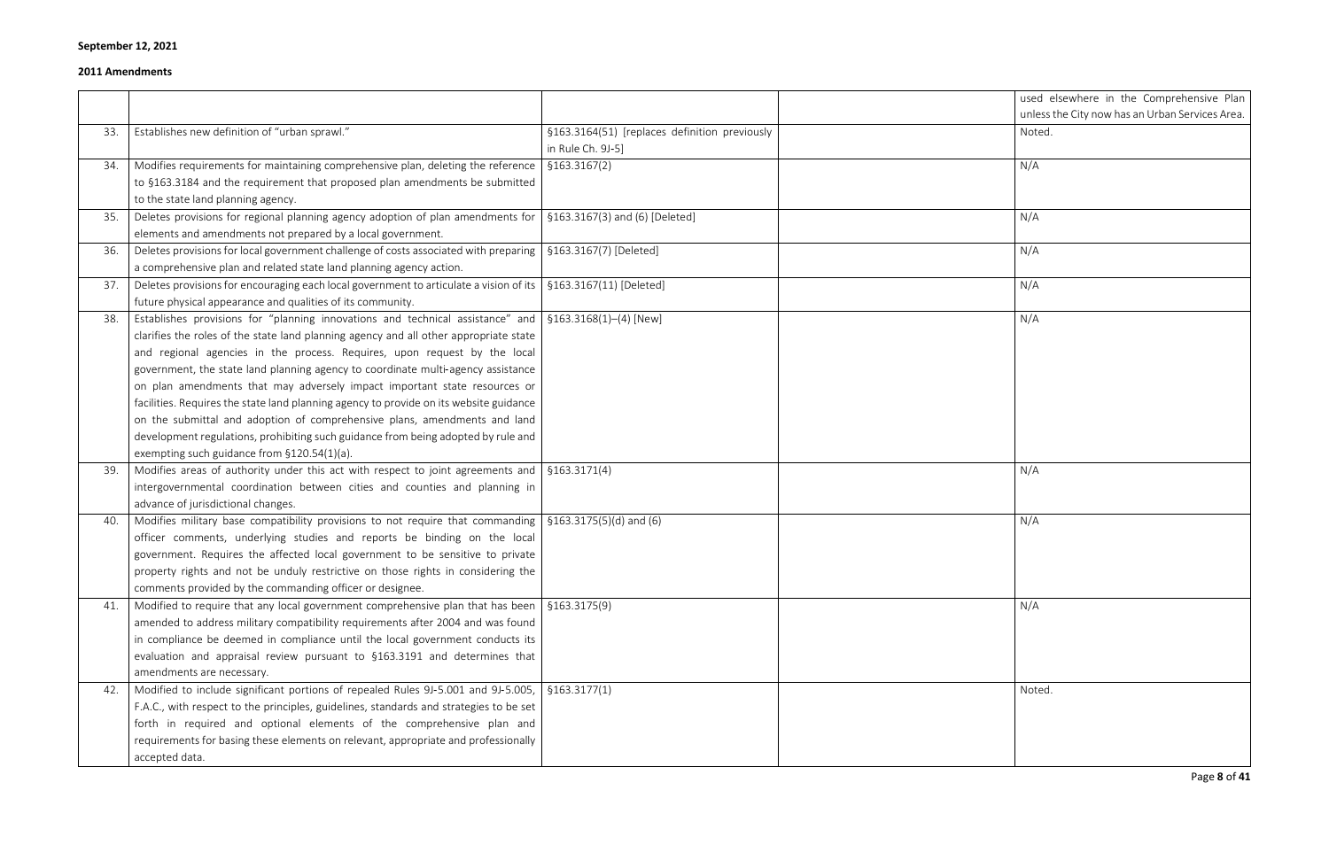**September 12, 2021**

**2011 Amendments**

| | | | | |
|---|---|---|---|---|
| | | | | used elsewhere in the Comprehensive Plan unless the City now has an Urban Services Area. |
| 33. | Establishes new definition of "urban sprawl." | §163.3164(51) [replaces definition previously in Rule Ch. 9J-5] | | Noted. |
| 34. | Modifies requirements for maintaining comprehensive plan, deleting the reference to §163.3184 and the requirement that proposed plan amendments be submitted to the state land planning agency. | §163.3167(2) | | N/A |
| 35. | Deletes provisions for regional planning agency adoption of plan amendments for elements and amendments not prepared by a local government. | §163.3167(3) and (6) [Deleted] | | N/A |
| 36. | Deletes provisions for local government challenge of costs associated with preparing a comprehensive plan and related state land planning agency action. | §163.3167(7) [Deleted] | | N/A |
| 37. | Deletes provisions for encouraging each local government to articulate a vision of its future physical appearance and qualities of its community. | §163.3167(11) [Deleted] | | N/A |
| 38. | Establishes provisions for "planning innovations and technical assistance" and clarifies the roles of the state land planning agency and all other appropriate state and regional agencies in the process. Requires, upon request by the local government, the state land planning agency to coordinate multi-agency assistance on plan amendments that may adversely impact important state resources or facilities. Requires the state land planning agency to provide on its website guidance on the submittal and adoption of comprehensive plans, amendments and land development regulations, prohibiting such guidance from being adopted by rule and exempting such guidance from §120.54(1)(a). | §163.3168(1)–(4) [New] | | N/A |
| 39. | Modifies areas of authority under this act with respect to joint agreements and intergovernmental coordination between cities and counties and planning in advance of jurisdictional changes. | §163.3171(4) | | N/A |
| 40. | Modifies military base compatibility provisions to not require that commanding officer comments, underlying studies and reports be binding on the local government. Requires the affected local government to be sensitive to private property rights and not be unduly restrictive on those rights in considering the comments provided by the commanding officer or designee. | §163.3175(5)(d) and (6) | | N/A |
| 41. | Modified to require that any local government comprehensive plan that has been amended to address military compatibility requirements after 2004 and was found in compliance be deemed in compliance until the local government conducts its evaluation and appraisal review pursuant to §163.3191 and determines that amendments are necessary. | §163.3175(9) | | N/A |
| 42. | Modified to include significant portions of repealed Rules 9J-5.001 and 9J-5.005, F.A.C., with respect to the principles, guidelines, standards and strategies to be set forth in required and optional elements of the comprehensive plan and requirements for basing these elements on relevant, appropriate and professionally accepted data. | §163.3177(1) | | Noted. |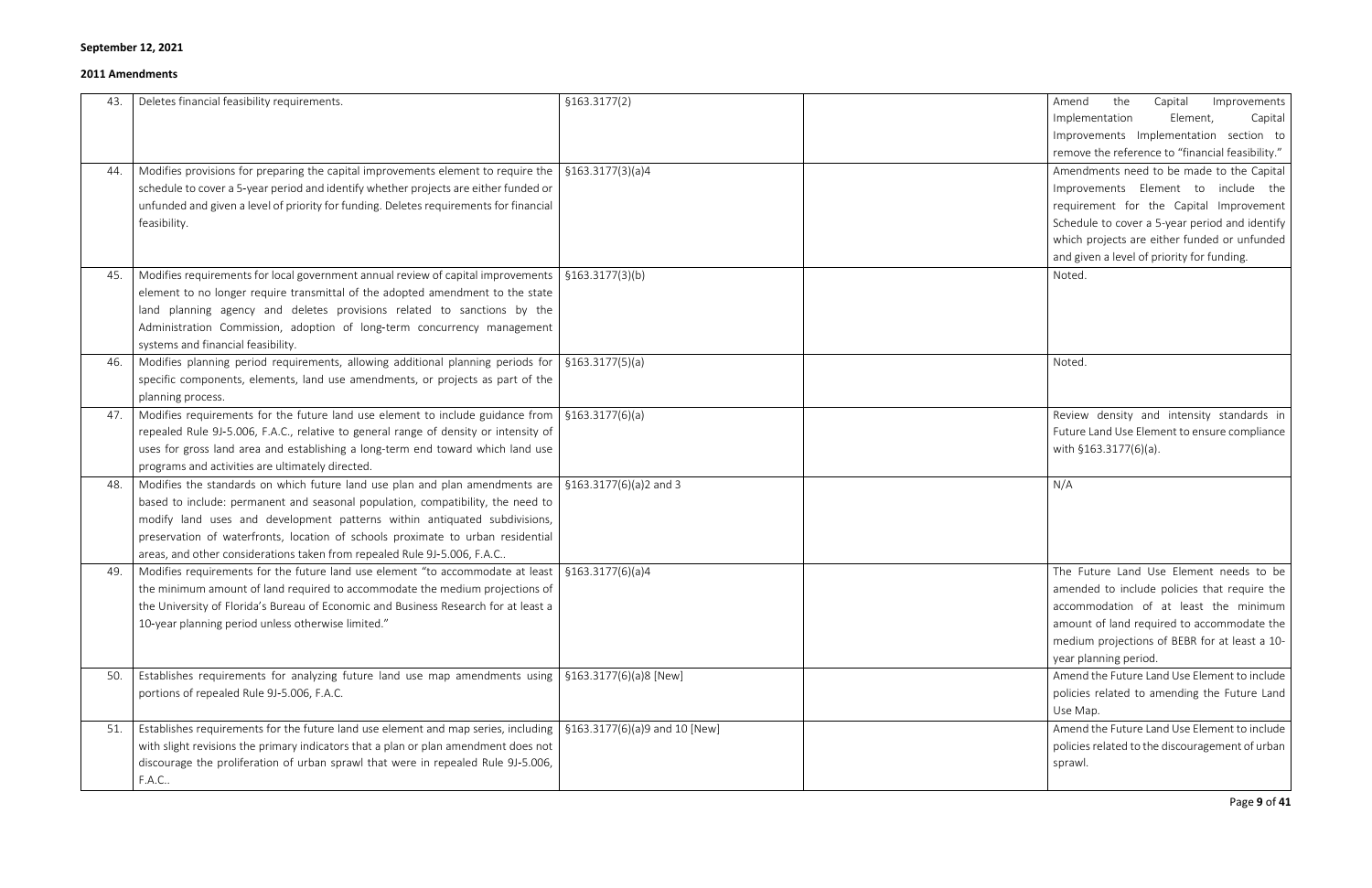**September 12, 2021**

**2011 Amendments**

| | | | | |
|---|---|---|---|---|
| 43. | Deletes financial feasibility requirements. | §163.3177(2) | | Amend the Capital Improvements Implementation Element, Capital Improvements Implementation section to remove the reference to "financial feasibility." |
| 44. | Modifies provisions for preparing the capital improvements element to require the schedule to cover a 5-year period and identify whether projects are either funded or unfunded and given a level of priority for funding. Deletes requirements for financial feasibility. | §163.3177(3)(a)4 | | Amendments need to be made to the Capital Improvements Element to include the requirement for the Capital Improvement Schedule to cover a 5-year period and identify which projects are either funded or unfunded and given a level of priority for funding. |
| 45. | Modifies requirements for local government annual review of capital improvements element to no longer require transmittal of the adopted amendment to the state land planning agency and deletes provisions related to sanctions by the Administration Commission, adoption of long-term concurrency management systems and financial feasibility. | §163.3177(3)(b) | | Noted. |
| 46. | Modifies planning period requirements, allowing additional planning periods for specific components, elements, land use amendments, or projects as part of the planning process. | §163.3177(5)(a) | | Noted. |
| 47. | Modifies requirements for the future land use element to include guidance from repealed Rule 9J-5.006, F.A.C., relative to general range of density or intensity of uses for gross land area and establishing a long-term end toward which land use programs and activities are ultimately directed. | §163.3177(6)(a) | | Review density and intensity standards in Future Land Use Element to ensure compliance with §163.3177(6)(a). |
| 48. | Modifies the standards on which future land use plan and plan amendments are based to include: permanent and seasonal population, compatibility, the need to modify land uses and development patterns within antiquated subdivisions, preservation of waterfronts, location of schools proximate to urban residential areas, and other considerations taken from repealed Rule 9J-5.006, F.A.C.. | §163.3177(6)(a)2 and 3 | | N/A |
| 49. | Modifies requirements for the future land use element "to accommodate at least the minimum amount of land required to accommodate the medium projections of the University of Florida's Bureau of Economic and Business Research for at least a 10-year planning period unless otherwise limited." | §163.3177(6)(a)4 | | The Future Land Use Element needs to be amended to include policies that require the accommodation of at least the minimum amount of land required to accommodate the medium projections of BEBR for at least a 10-year planning period. |
| 50. | Establishes requirements for analyzing future land use map amendments using portions of repealed Rule 9J-5.006, F.A.C. | §163.3177(6)(a)8 [New] | | Amend the Future Land Use Element to include policies related to amending the Future Land Use Map. |
| 51. | Establishes requirements for the future land use element and map series, including with slight revisions the primary indicators that a plan or plan amendment does not discourage the proliferation of urban sprawl that were in repealed Rule 9J-5.006, F.A.C.. | §163.3177(6)(a)9 and 10 [New] | | Amend the Future Land Use Element to include policies related to the discouragement of urban sprawl. |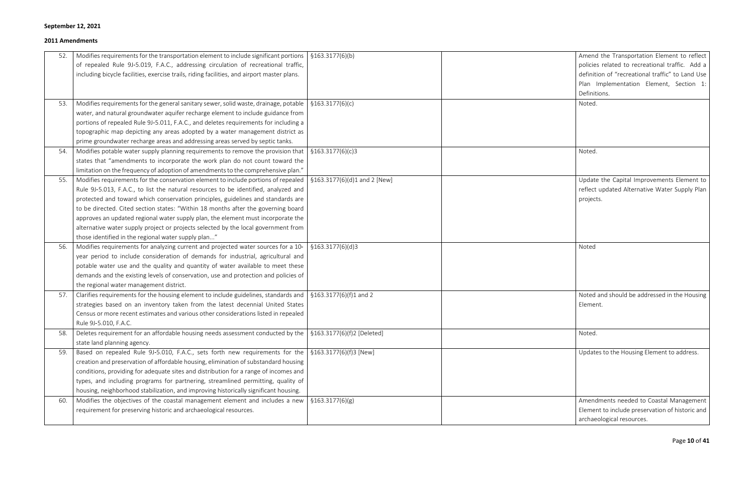**September 12, 2021**

**2011 Amendments**

| | | | | |
|---|---|---|---|---|
| 52. | Modifies requirements for the transportation element to include significant portions of repealed Rule 9J-5.019, F.A.C., addressing circulation of recreational traffic, including bicycle facilities, exercise trails, riding facilities, and airport master plans. | §163.3177(6)(b) | | Amend the Transportation Element to reflect policies related to recreational traffic. Add a definition of "recreational traffic" to Land Use Plan Implementation Element, Section 1: Definitions. |
| 53. | Modifies requirements for the general sanitary sewer, solid waste, drainage, potable water, and natural groundwater aquifer recharge element to include guidance from portions of repealed Rule 9J-5.011, F.A.C., and deletes requirements for including a topographic map depicting any areas adopted by a water management district as prime groundwater recharge areas and addressing areas served by septic tanks. | §163.3177(6)(c) | | Noted. |
| 54. | Modifies potable water supply planning requirements to remove the provision that states that "amendments to incorporate the work plan do not count toward the limitation on the frequency of adoption of amendments to the comprehensive plan." | §163.3177(6)(c)3 | | Noted. |
| 55. | Modifies requirements for the conservation element to include portions of repealed Rule 9J-5.013, F.A.C., to list the natural resources to be identified, analyzed and protected and toward which conservation principles, guidelines and standards are to be directed. Cited section states: "Within 18 months after the governing board approves an updated regional water supply plan, the element must incorporate the alternative water supply project or projects selected by the local government from those identified in the regional water supply plan..." | §163.3177(6)(d)1 and 2 [New] | | Update the Capital Improvements Element to reflect updated Alternative Water Supply Plan projects. |
| 56. | Modifies requirements for analyzing current and projected water sources for a 10-year period to include consideration of demands for industrial, agricultural and potable water use and the quality and quantity of water available to meet these demands and the existing levels of conservation, use and protection and policies of the regional water management district. | §163.3177(6)(d)3 | | Noted |
| 57. | Clarifies requirements for the housing element to include guidelines, standards and strategies based on an inventory taken from the latest decennial United States Census or more recent estimates and various other considerations listed in repealed Rule 9J-5.010, F.A.C. | §163.3177(6)(f)1 and 2 | | Noted and should be addressed in the Housing Element. |
| 58. | Deletes requirement for an affordable housing needs assessment conducted by the state land planning agency. | §163.3177(6)(f)2 [Deleted] | | Noted. |
| 59. | Based on repealed Rule 9J-5.010, F.A.C., sets forth new requirements for the creation and preservation of affordable housing, elimination of substandard housing conditions, providing for adequate sites and distribution for a range of incomes and types, and including programs for partnering, streamlined permitting, quality of housing, neighborhood stabilization, and improving historically significant housing. | §163.3177(6)(f)3 [New] | | Updates to the Housing Element to address. |
| 60. | Modifies the objectives of the coastal management element and includes a new requirement for preserving historic and archaeological resources. | §163.3177(6)(g) | | Amendments needed to Coastal Management Element to include preservation of historic and archaeological resources. |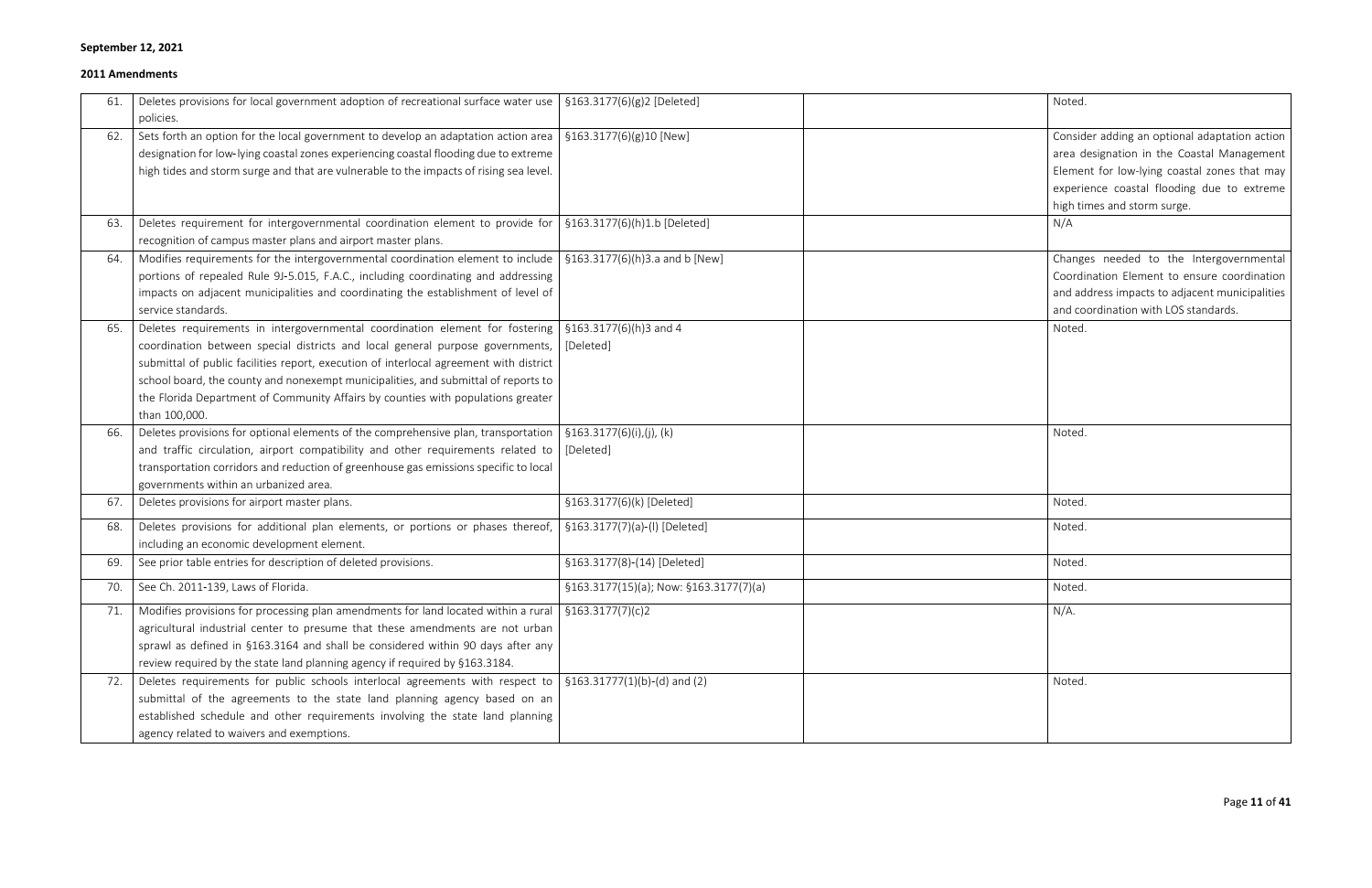**September 12, 2021**

**2011 Amendments**

| | | | | |
|---|---|---|---|---|
| 61. | Deletes provisions for local government adoption of recreational surface water use policies. | §163.3177(6)(g)2 [Deleted] | | Noted. |
| 62. | Sets forth an option for the local government to develop an adaptation action area designation for low-lying coastal zones experiencing coastal flooding due to extreme high tides and storm surge and that are vulnerable to the impacts of rising sea level. | §163.3177(6)(g)10 [New] | | Consider adding an optional adaptation action area designation in the Coastal Management Element for low-lying coastal zones that may experience coastal flooding due to extreme high times and storm surge. |
| 63. | Deletes requirement for intergovernmental coordination element to provide for recognition of campus master plans and airport master plans. | §163.3177(6)(h)1.b [Deleted] | | N/A |
| 64. | Modifies requirements for the intergovernmental coordination element to include portions of repealed Rule 9J-5.015, F.A.C., including coordinating and addressing impacts on adjacent municipalities and coordinating the establishment of level of service standards. | §163.3177(6)(h)3.a and b [New] | | Changes needed to the Intergovernmental Coordination Element to ensure coordination and address impacts to adjacent municipalities and coordination with LOS standards. |
| 65. | Deletes requirements in intergovernmental coordination element for fostering coordination between special districts and local general purpose governments, submittal of public facilities report, execution of interlocal agreement with district school board, the county and nonexempt municipalities, and submittal of reports to the Florida Department of Community Affairs by counties with populations greater than 100,000. | §163.3177(6)(h)3 and 4 [Deleted] | | Noted. |
| 66. | Deletes provisions for optional elements of the comprehensive plan, transportation and traffic circulation, airport compatibility and other requirements related to transportation corridors and reduction of greenhouse gas emissions specific to local governments within an urbanized area. | §163.3177(6)(i),(j), (k) [Deleted] | | Noted. |
| 67. | Deletes provisions for airport master plans. | §163.3177(6)(k) [Deleted] | | Noted. |
| 68. | Deletes provisions for additional plan elements, or portions or phases thereof, including an economic development element. | §163.3177(7)(a)-(l) [Deleted] | | Noted. |
| 69. | See prior table entries for description of deleted provisions. | §163.3177(8)-(14) [Deleted] | | Noted. |
| 70. | See Ch. 2011-139, Laws of Florida. | §163.3177(15)(a); Now: §163.3177(7)(a) | | Noted. |
| 71. | Modifies provisions for processing plan amendments for land located within a rural agricultural industrial center to presume that these amendments are not urban sprawl as defined in §163.3164 and shall be considered within 90 days after any review required by the state land planning agency if required by §163.3184. | §163.3177(7)(c)2 | | N/A. |
| 72. | Deletes requirements for public schools interlocal agreements with respect to submittal of the agreements to the state land planning agency based on an established schedule and other requirements involving the state land planning agency related to waivers and exemptions. | §163.31777(1)(b)-(d) and (2) | | Noted. |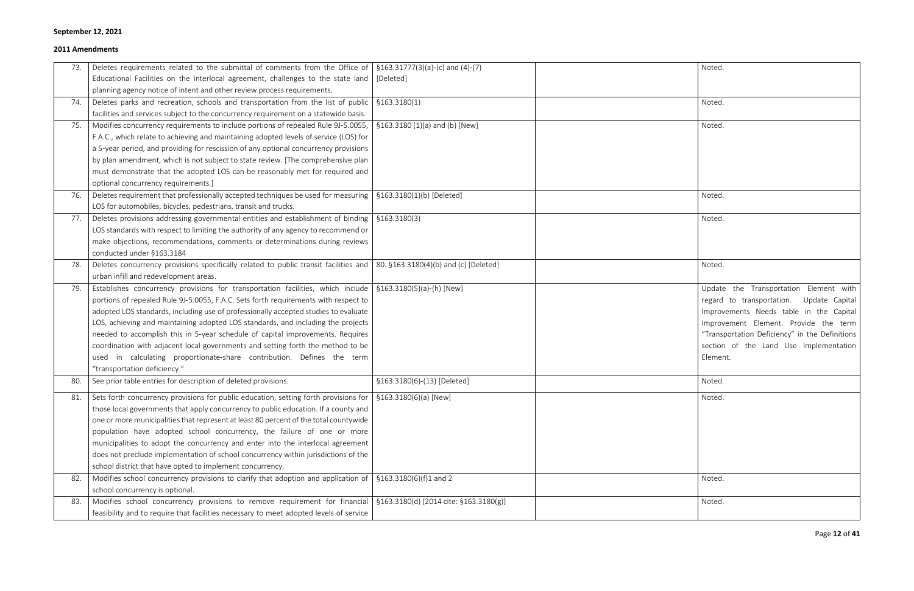**September 12, 2021**

**2011 Amendments**

| | | | | |
|---|---|---|---|---|
| 73. | Deletes requirements related to the submittal of comments from the Office of Educational Facilities on the interlocal agreement, challenges to the state land planning agency notice of intent and other review process requirements. | §163.31777(3)(a)-(c) and (4)-(7) [Deleted] | | Noted. |
| 74. | Deletes parks and recreation, schools and transportation from the list of public facilities and services subject to the concurrency requirement on a statewide basis. | §163.3180(1) | | Noted. |
| 75. | Modifies concurrency requirements to include portions of repealed Rule 9J-5.0055, F.A.C., which relate to achieving and maintaining adopted levels of service (LOS) for a 5-year period, and providing for rescission of any optional concurrency provisions by plan amendment, which is not subject to state review. [The comprehensive plan must demonstrate that the adopted LOS can be reasonably met for required and optional concurrency requirements.] | §163.3180 (1)(a) and (b) [New] | | Noted. |
| 76. | Deletes requirement that professionally accepted techniques be used for measuring LOS for automobiles, bicycles, pedestrians, transit and trucks. | §163.3180(1)(b) [Deleted] | | Noted. |
| 77. | Deletes provisions addressing governmental entities and establishment of binding LOS standards with respect to limiting the authority of any agency to recommend or make objections, recommendations, comments or determinations during reviews conducted under §163.3184 | §163.3180(3) | | Noted. |
| 78. | Deletes concurrency provisions specifically related to public transit facilities and urban infill and redevelopment areas. | 80. §163.3180(4)(b) and (c) [Deleted] | | Noted. |
| 79. | Establishes concurrency provisions for transportation facilities, which include portions of repealed Rule 9J-5.0055, F.A.C. Sets forth requirements with respect to adopted LOS standards, including use of professionally accepted studies to evaluate LOS, achieving and maintaining adopted LOS standards, and including the projects needed to accomplish this in 5-year schedule of capital improvements. Requires coordination with adjacent local governments and setting forth the method to be used in calculating proportionate-share contribution. Defines the term "transportation deficiency." | §163.3180(5)(a)-(h) [New] | | Update the Transportation Element with regard to transportation. Update Capital Improvements Needs table in the Capital Improvement Element. Provide the term "Transportation Deficiency" in the Definitions section of the Land Use Implementation Element. |
| 80. | See prior table entries for description of deleted provisions. | §163.3180(6)-(13) [Deleted] | | Noted. |
| 81. | Sets forth concurrency provisions for public education, setting forth provisions for those local governments that apply concurrency to public education. If a county and one or more municipalities that represent at least 80 percent of the total countywide population have adopted school concurrency, the failure of one or more municipalities to adopt the concurrency and enter into the interlocal agreement does not preclude implementation of school concurrency within jurisdictions of the school district that have opted to implement concurrency. | §163.3180(6)(a) [New] | | Noted. |
| 82. | Modifies school concurrency provisions to clarify that adoption and application of school concurrency is optional. | §163.3180(6)(f)1 and 2 | | Noted. |
| 83. | Modifies school concurrency provisions to remove requirement for financial feasibility and to require that facilities necessary to meet adopted levels of service | §163.3180(d) [2014 cite: §163.3180(g)] | | Noted. |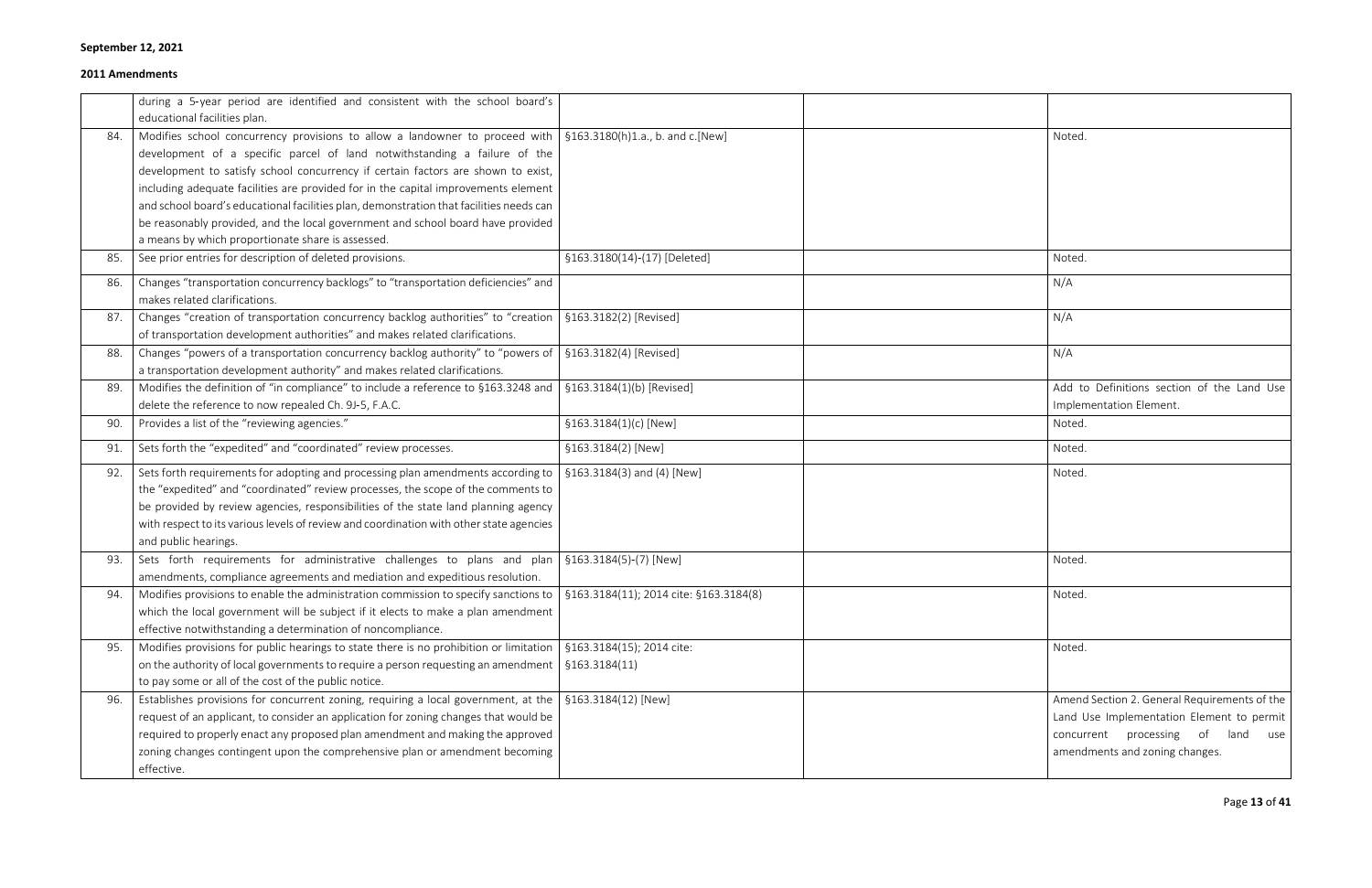**September 12, 2021**

**2011 Amendments**

| | | | | |
|---|---|---|---|---|
| | during a 5-year period are identified and consistent with the school board's educational facilities plan. | | | |
| 84. | Modifies school concurrency provisions to allow a landowner to proceed with development of a specific parcel of land notwithstanding a failure of the development to satisfy school concurrency if certain factors are shown to exist, including adequate facilities are provided for in the capital improvements element and school board's educational facilities plan, demonstration that facilities needs can be reasonably provided, and the local government and school board have provided a means by which proportionate share is assessed. | §163.3180(h)1.a., b. and c.[New] | | Noted. |
| 85. | See prior entries for description of deleted provisions. | §163.3180(14)-(17) [Deleted] | | Noted. |
| 86. | Changes "transportation concurrency backlogs" to "transportation deficiencies" and makes related clarifications. | | | N/A |
| 87. | Changes "creation of transportation concurrency backlog authorities" to "creation of transportation development authorities" and makes related clarifications. | §163.3182(2) [Revised] | | N/A |
| 88. | Changes "powers of a transportation concurrency backlog authority" to "powers of a transportation development authority" and makes related clarifications. | §163.3182(4) [Revised] | | N/A |
| 89. | Modifies the definition of "in compliance" to include a reference to §163.3248 and delete the reference to now repealed Ch. 9J-5, F.A.C. | §163.3184(1)(b) [Revised] | | Add to Definitions section of the Land Use Implementation Element. |
| 90. | Provides a list of the "reviewing agencies." | §163.3184(1)(c) [New] | | Noted. |
| 91. | Sets forth the "expedited" and "coordinated" review processes. | §163.3184(2) [New] | | Noted. |
| 92. | Sets forth requirements for adopting and processing plan amendments according to the "expedited" and "coordinated" review processes, the scope of the comments to be provided by review agencies, responsibilities of the state land planning agency with respect to its various levels of review and coordination with other state agencies and public hearings. | §163.3184(3) and (4) [New] | | Noted. |
| 93. | Sets forth requirements for administrative challenges to plans and plan amendments, compliance agreements and mediation and expeditious resolution. | §163.3184(5)-(7) [New] | | Noted. |
| 94. | Modifies provisions to enable the administration commission to specify sanctions to which the local government will be subject if it elects to make a plan amendment effective notwithstanding a determination of noncompliance. | §163.3184(11); 2014 cite: §163.3184(8) | | Noted. |
| 95. | Modifies provisions for public hearings to state there is no prohibition or limitation on the authority of local governments to require a person requesting an amendment to pay some or all of the cost of the public notice. | §163.3184(15); 2014 cite: §163.3184(11) | | Noted. |
| 96. | Establishes provisions for concurrent zoning, requiring a local government, at the request of an applicant, to consider an application for zoning changes that would be required to properly enact any proposed plan amendment and making the approved zoning changes contingent upon the comprehensive plan or amendment becoming effective. | §163.3184(12) [New] | | Amend Section 2. General Requirements of the Land Use Implementation Element to permit concurrent processing of land use amendments and zoning changes. |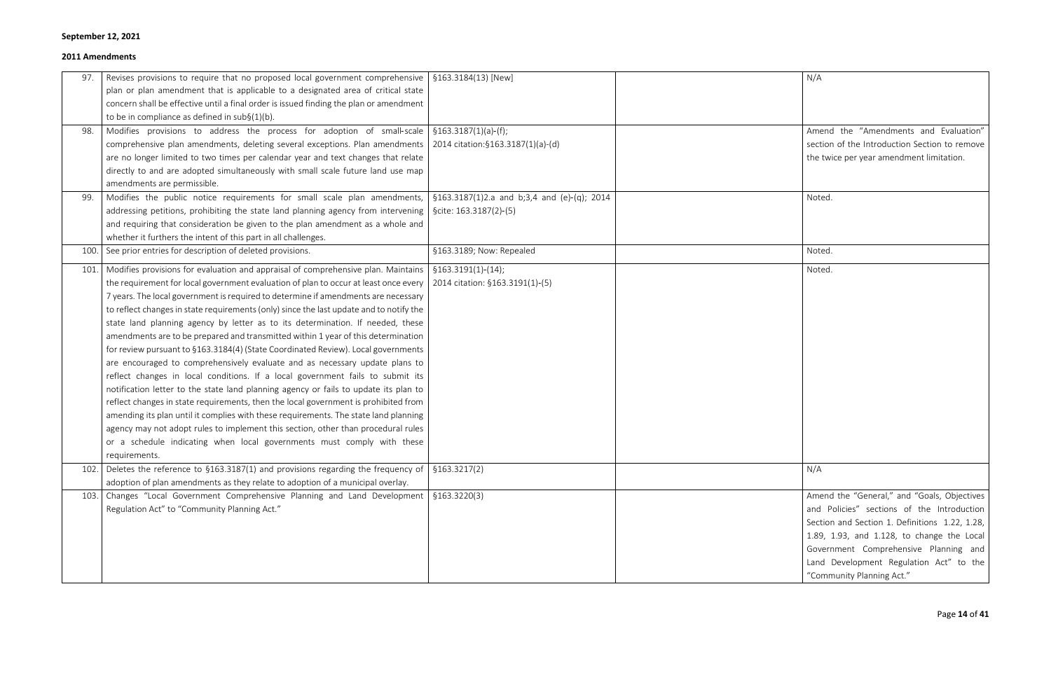**September 12, 2021**

**2011 Amendments**

| | | | | |
|---|---|---|---|---|
| 97. | Revises provisions to require that no proposed local government comprehensive plan or plan amendment that is applicable to a designated area of critical state concern shall be effective until a final order is issued finding the plan or amendment to be in compliance as defined in sub§(1)(b). | §163.3184(13) [New] | | N/A |
| 98. | Modifies provisions to address the process for adoption of small-scale comprehensive plan amendments, deleting several exceptions. Plan amendments are no longer limited to two times per calendar year and text changes that relate directly to and are adopted simultaneously with small scale future land use map amendments are permissible. | §163.3187(1)(a)-(f); 2014 citation:§163.3187(1)(a)-(d) | | Amend the "Amendments and Evaluation" section of the Introduction Section to remove the twice per year amendment limitation. |
| 99. | Modifies the public notice requirements for small scale plan amendments, addressing petitions, prohibiting the state land planning agency from intervening and requiring that consideration be given to the plan amendment as a whole and whether it furthers the intent of this part in all challenges. | §163.3187(1)2.a and b;3,4 and (e)-(q); 2014 §cite: 163.3187(2)-(5) | | Noted. |
| 100. | See prior entries for description of deleted provisions. | §163.3189; Now: Repealed | | Noted. |
| 101. | Modifies provisions for evaluation and appraisal of comprehensive plan. Maintains the requirement for local government evaluation of plan to occur at least once every 7 years. The local government is required to determine if amendments are necessary to reflect changes in state requirements (only) since the last update and to notify the state land planning agency by letter as to its determination. If needed, these amendments are to be prepared and transmitted within 1 year of this determination for review pursuant to §163.3184(4) (State Coordinated Review). Local governments are encouraged to comprehensively evaluate and as necessary update plans to reflect changes in local conditions. If a local government fails to submit its notification letter to the state land planning agency or fails to update its plan to reflect changes in state requirements, then the local government is prohibited from amending its plan until it complies with these requirements. The state land planning agency may not adopt rules to implement this section, other than procedural rules or a schedule indicating when local governments must comply with these requirements. | §163.3191(1)-(14); 2014 citation: §163.3191(1)-(5) | | Noted. |
| 102. | Deletes the reference to §163.3187(1) and provisions regarding the frequency of adoption of plan amendments as they relate to adoption of a municipal overlay. | §163.3217(2) | | N/A |
| 103. | Changes "Local Government Comprehensive Planning and Land Development Regulation Act" to "Community Planning Act." | §163.3220(3) | | Amend the "General," and "Goals, Objectives and Policies" sections of the Introduction Section and Section 1. Definitions 1.22, 1.28, 1.89, 1.93, and 1.128, to change the Local Government Comprehensive Planning and Land Development Regulation Act" to the "Community Planning Act." |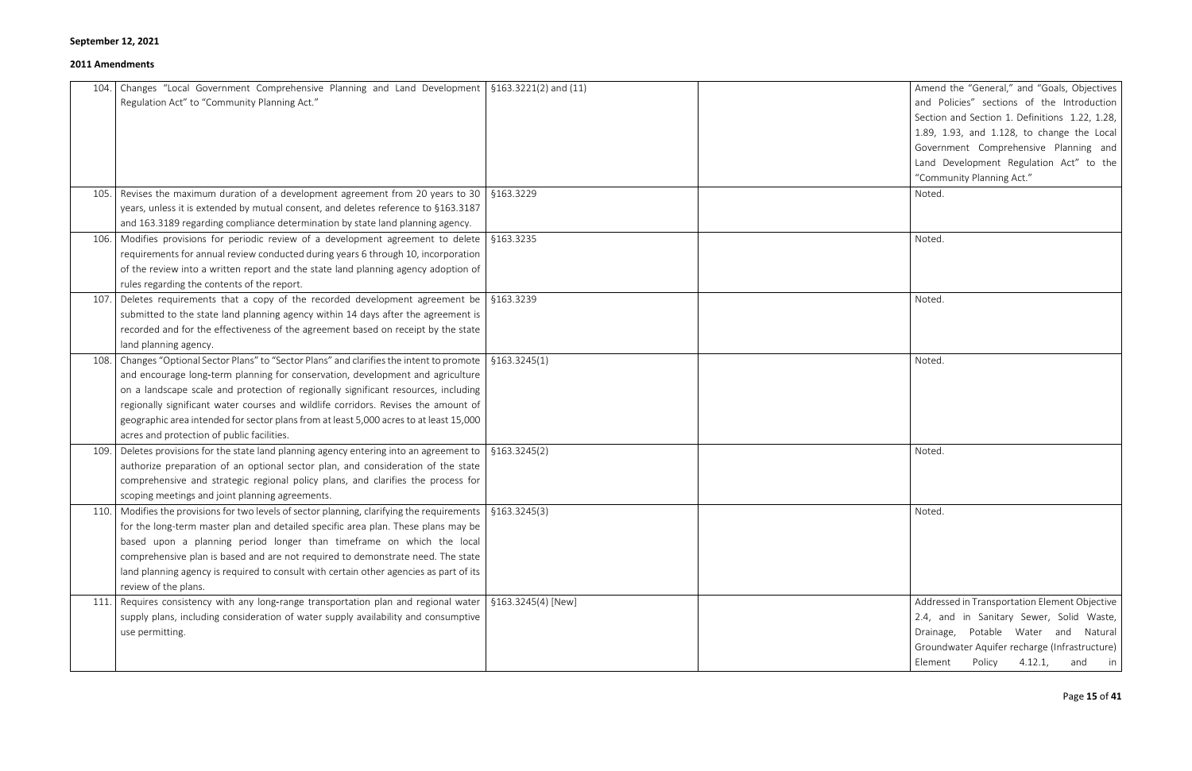**September 12, 2021**

**2011 Amendments**

| | | | | |
|---|---|---|---|---|
| 104. | Changes "Local Government Comprehensive Planning and Land Development Regulation Act" to "Community Planning Act." | §163.3221(2) and (11) | | Amend the "General," and "Goals, Objectives and Policies" sections of the Introduction Section and Section 1. Definitions 1.22, 1.28, 1.89, 1.93, and 1.128, to change the Local Government Comprehensive Planning and Land Development Regulation Act" to the "Community Planning Act." |
| 105. | Revises the maximum duration of a development agreement from 20 years to 30 years, unless it is extended by mutual consent, and deletes reference to §163.3187 and 163.3189 regarding compliance determination by state land planning agency. | §163.3229 | | Noted. |
| 106. | Modifies provisions for periodic review of a development agreement to delete requirements for annual review conducted during years 6 through 10, incorporation of the review into a written report and the state land planning agency adoption of rules regarding the contents of the report. | §163.3235 | | Noted. |
| 107. | Deletes requirements that a copy of the recorded development agreement be submitted to the state land planning agency within 14 days after the agreement is recorded and for the effectiveness of the agreement based on receipt by the state land planning agency. | §163.3239 | | Noted. |
| 108. | Changes "Optional Sector Plans" to "Sector Plans" and clarifies the intent to promote and encourage long-term planning for conservation, development and agriculture on a landscape scale and protection of regionally significant resources, including regionally significant water courses and wildlife corridors. Revises the amount of geographic area intended for sector plans from at least 5,000 acres to at least 15,000 acres and protection of public facilities. | §163.3245(1) | | Noted. |
| 109. | Deletes provisions for the state land planning agency entering into an agreement to authorize preparation of an optional sector plan, and consideration of the state comprehensive and strategic regional policy plans, and clarifies the process for scoping meetings and joint planning agreements. | §163.3245(2) | | Noted. |
| 110. | Modifies the provisions for two levels of sector planning, clarifying the requirements for the long-term master plan and detailed specific area plan. These plans may be based upon a planning period longer than timeframe on which the local comprehensive plan is based and are not required to demonstrate need. The state land planning agency is required to consult with certain other agencies as part of its review of the plans. | §163.3245(3) | | Noted. |
| 111. | Requires consistency with any long-range transportation plan and regional water supply plans, including consideration of water supply availability and consumptive use permitting. | §163.3245(4) [New] | | Addressed in Transportation Element Objective 2.4, and in Sanitary Sewer, Solid Waste, Drainage, Potable Water and Natural Groundwater Aquifer recharge (Infrastructure) Element Policy 4.12.1, and in |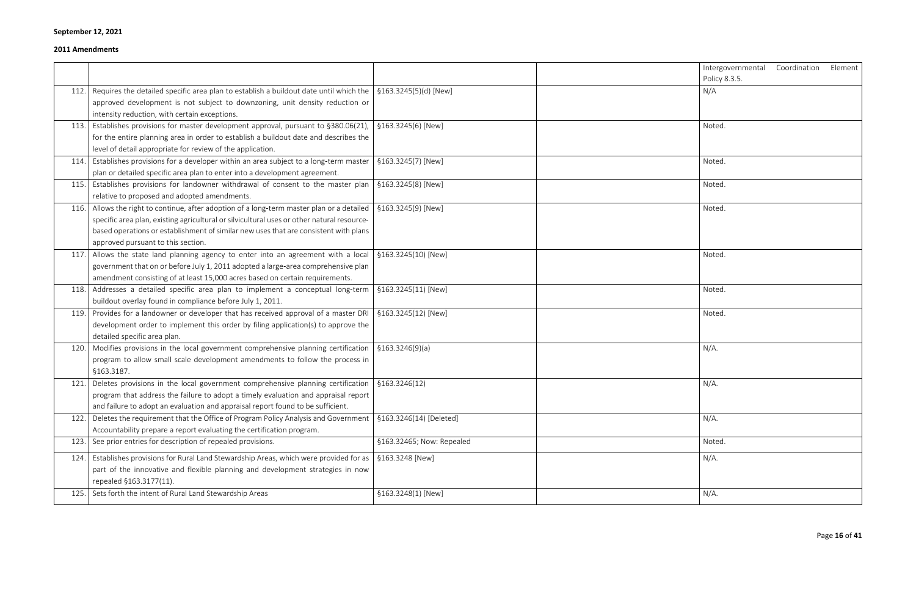**September 12, 2021**

**2011 Amendments**

| | | | | |
|---|---|---|---|---|
| | | | | Intergovernmental Coordination Element Policy 8.3.5. |
| 112. | Requires the detailed specific area plan to establish a buildout date until which the approved development is not subject to downzoning, unit density reduction or intensity reduction, with certain exceptions. | §163.3245(5)(d) [New] | | N/A |
| 113. | Establishes provisions for master development approval, pursuant to §380.06(21), for the entire planning area in order to establish a buildout date and describes the level of detail appropriate for review of the application. | §163.3245(6) [New] | | Noted. |
| 114. | Establishes provisions for a developer within an area subject to a long-term master plan or detailed specific area plan to enter into a development agreement. | §163.3245(7) [New] | | Noted. |
| 115. | Establishes provisions for landowner withdrawal of consent to the master plan relative to proposed and adopted amendments. | §163.3245(8) [New] | | Noted. |
| 116. | Allows the right to continue, after adoption of a long-term master plan or a detailed specific area plan, existing agricultural or silvicultural uses or other natural resource-based operations or establishment of similar new uses that are consistent with plans approved pursuant to this section. | §163.3245(9) [New] | | Noted. |
| 117. | Allows the state land planning agency to enter into an agreement with a local government that on or before July 1, 2011 adopted a large-area comprehensive plan amendment consisting of at least 15,000 acres based on certain requirements. | §163.3245(10) [New] | | Noted. |
| 118. | Addresses a detailed specific area plan to implement a conceptual long-term buildout overlay found in compliance before July 1, 2011. | §163.3245(11) [New] | | Noted. |
| 119. | Provides for a landowner or developer that has received approval of a master DRI development order to implement this order by filing application(s) to approve the detailed specific area plan. | §163.3245(12) [New] | | Noted. |
| 120. | Modifies provisions in the local government comprehensive planning certification program to allow small scale development amendments to follow the process in §163.3187. | §163.3246(9)(a) | | N/A. |
| 121. | Deletes provisions in the local government comprehensive planning certification program that address the failure to adopt a timely evaluation and appraisal report and failure to adopt an evaluation and appraisal report found to be sufficient. | §163.3246(12) | | N/A. |
| 122. | Deletes the requirement that the Office of Program Policy Analysis and Government Accountability prepare a report evaluating the certification program. | §163.3246(14) [Deleted] | | N/A. |
| 123. | See prior entries for description of repealed provisions. | §163.32465; Now: Repealed | | Noted. |
| 124. | Establishes provisions for Rural Land Stewardship Areas, which were provided for as part of the innovative and flexible planning and development strategies in now repealed §163.3177(11). | §163.3248 [New] | | N/A. |
| 125. | Sets forth the intent of Rural Land Stewardship Areas | §163.3248(1) [New] | | N/A. |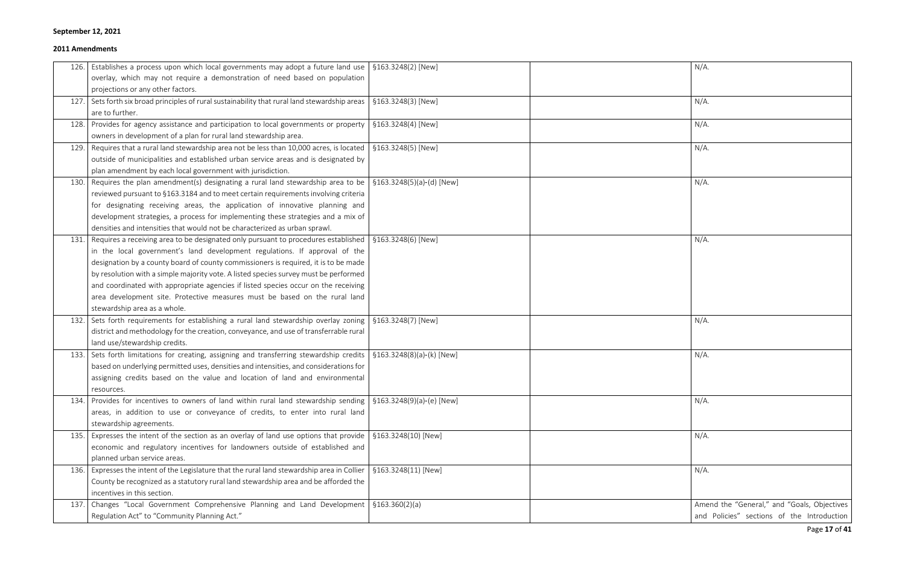**September 12, 2021**

**2011 Amendments**

| | | | | |
|---|---|---|---|---|
| 126. | Establishes a process upon which local governments may adopt a future land use overlay, which may not require a demonstration of need based on population projections or any other factors. | §163.3248(2) [New] | | N/A. |
| 127. | Sets forth six broad principles of rural sustainability that rural land stewardship areas are to further. | §163.3248(3) [New] | | N/A. |
| 128. | Provides for agency assistance and participation to local governments or property owners in development of a plan for rural land stewardship area. | §163.3248(4) [New] | | N/A. |
| 129. | Requires that a rural land stewardship area not be less than 10,000 acres, is located outside of municipalities and established urban service areas and is designated by plan amendment by each local government with jurisdiction. | §163.3248(5) [New] | | N/A. |
| 130. | Requires the plan amendment(s) designating a rural land stewardship area to be reviewed pursuant to §163.3184 and to meet certain requirements involving criteria for designating receiving areas, the application of innovative planning and development strategies, a process for implementing these strategies and a mix of densities and intensities that would not be characterized as urban sprawl. | §163.3248(5)(a)-(d) [New] | | N/A. |
| 131. | Requires a receiving area to be designated only pursuant to procedures established in the local government's land development regulations. If approval of the designation by a county board of county commissioners is required, it is to be made by resolution with a simple majority vote. A listed species survey must be performed and coordinated with appropriate agencies if listed species occur on the receiving area development site. Protective measures must be based on the rural land stewardship area as a whole. | §163.3248(6) [New] | | N/A. |
| 132. | Sets forth requirements for establishing a rural land stewardship overlay zoning district and methodology for the creation, conveyance, and use of transferrable rural land use/stewardship credits. | §163.3248(7) [New] | | N/A. |
| 133. | Sets forth limitations for creating, assigning and transferring stewardship credits based on underlying permitted uses, densities and intensities, and considerations for assigning credits based on the value and location of land and environmental resources. | §163.3248(8)(a)-(k) [New] | | N/A. |
| 134. | Provides for incentives to owners of land within rural land stewardship sending areas, in addition to use or conveyance of credits, to enter into rural land stewardship agreements. | §163.3248(9)(a)-(e) [New] | | N/A. |
| 135. | Expresses the intent of the section as an overlay of land use options that provide economic and regulatory incentives for landowners outside of established and planned urban service areas. | §163.3248(10) [New] | | N/A. |
| 136. | Expresses the intent of the Legislature that the rural land stewardship area in Collier County be recognized as a statutory rural land stewardship area and be afforded the incentives in this section. | §163.3248(11) [New] | | N/A. |
| 137. | Changes "Local Government Comprehensive Planning and Land Development Regulation Act" to "Community Planning Act." | §163.360(2)(a) | | Amend the "General," and "Goals, Objectives and Policies" sections of the Introduction |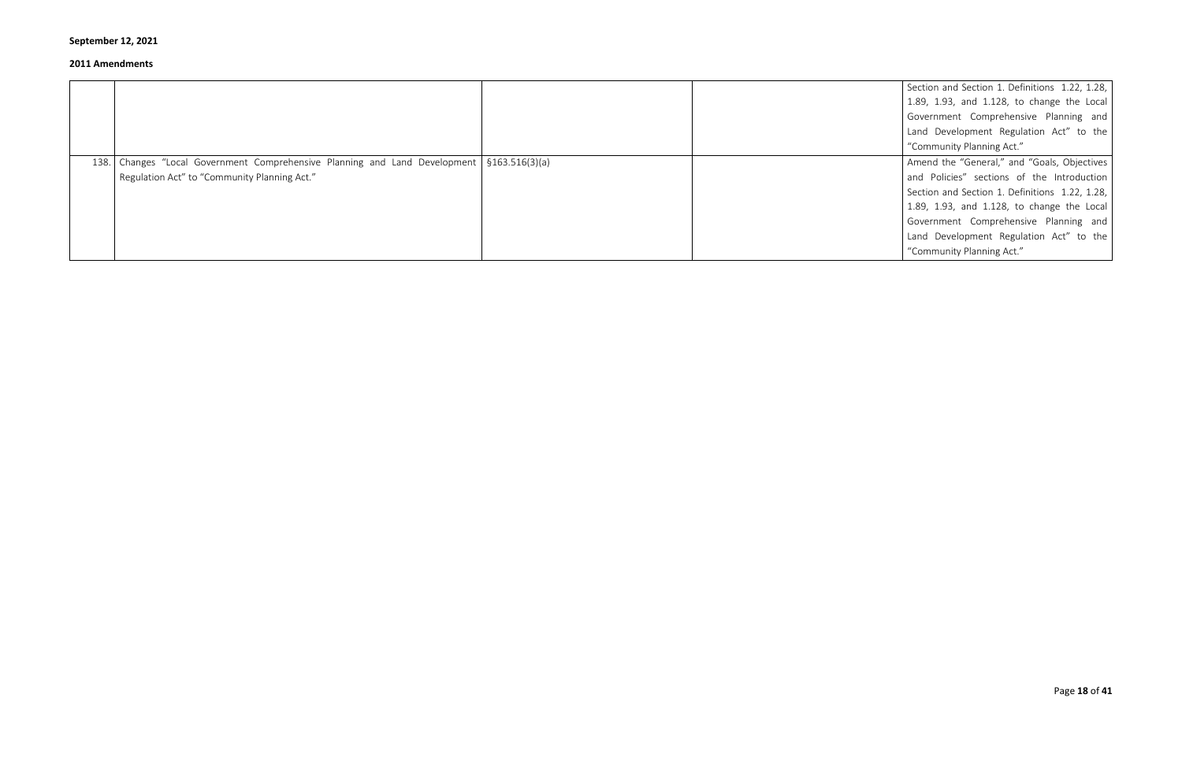**September 12, 2021**

**2011 Amendments**

| | | | | |
|---|---|---|---|---|
| | | | | Section and Section 1. Definitions 1.22, 1.28, 1.89, 1.93, and 1.128, to change the Local Government Comprehensive Planning and Land Development Regulation Act" to the "Community Planning Act." |
| 138. | Changes "Local Government Comprehensive Planning and Land Development Regulation Act" to "Community Planning Act." | §163.516(3)(a) | | Amend the "General," and "Goals, Objectives and Policies" sections of the Introduction Section and Section 1. Definitions 1.22, 1.28, 1.89, 1.93, and 1.128, to change the Local Government Comprehensive Planning and Land Development Regulation Act" to the "Community Planning Act." |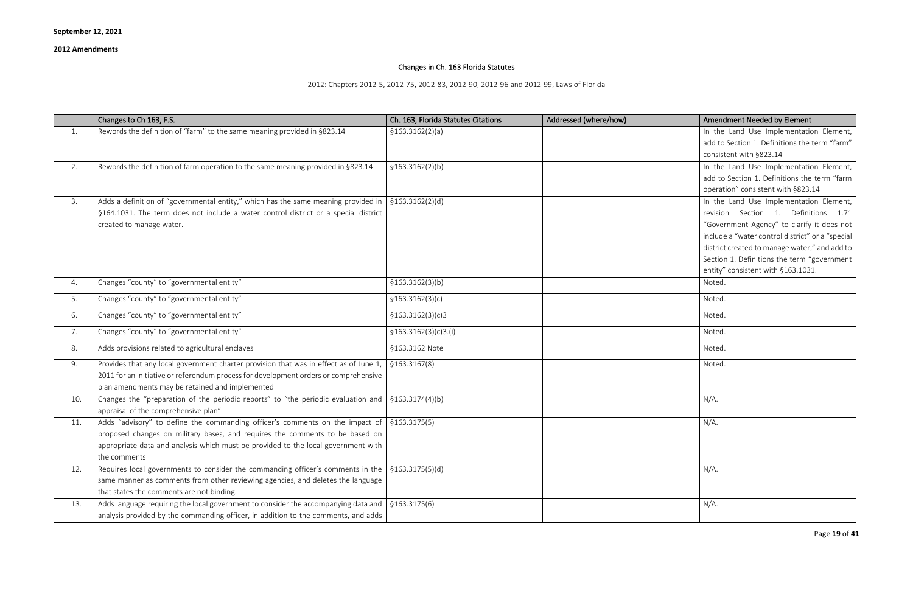**September 12, 2021**

**2012 Amendments**

## Changes in Ch. 163 Florida Statutes

2012: Chapters 2012-5, 2012-75, 2012-83, 2012-90, 2012-96 and 2012-99, Laws of Florida

| | Changes to Ch 163, F.S. | Ch. 163, Florida Statutes Citations | Addressed (where/how) | Amendment Needed by Element |
|---|---|---|---|---|
| 1. | Rewords the definition of "farm" to the same meaning provided in §823.14 | §163.3162(2)(a) | | In the Land Use Implementation Element, add to Section 1. Definitions the term "farm" consistent with §823.14 |
| 2. | Rewords the definition of farm operation to the same meaning provided in §823.14 | §163.3162(2)(b) | | In the Land Use Implementation Element, add to Section 1. Definitions the term "farm operation" consistent with §823.14 |
| 3. | Adds a definition of "governmental entity," which has the same meaning provided in §164.1031. The term does not include a water control district or a special district created to manage water. | §163.3162(2)(d) | | In the Land Use Implementation Element, revision Section 1. Definitions 1.71 "Government Agency" to clarify it does not include a "water control district" or a "special district created to manage water," and add to Section 1. Definitions the term "government entity" consistent with §163.1031. |
| 4. | Changes "county" to "governmental entity" | §163.3162(3)(b) | | Noted. |
| 5. | Changes "county" to "governmental entity" | §163.3162(3)(c) | | Noted. |
| 6. | Changes "county" to "governmental entity" | §163.3162(3)(c)3 | | Noted. |
| 7. | Changes "county" to "governmental entity" | §163.3162(3)(c)3.(i) | | Noted. |
| 8. | Adds provisions related to agricultural enclaves | §163.3162 Note | | Noted. |
| 9. | Provides that any local government charter provision that was in effect as of June 1, 2011 for an initiative or referendum process for development orders or comprehensive plan amendments may be retained and implemented | §163.3167(8) | | Noted. |
| 10. | Changes the "preparation of the periodic reports" to "the periodic evaluation and appraisal of the comprehensive plan" | §163.3174(4)(b) | | N/A. |
| 11. | Adds "advisory" to define the commanding officer's comments on the impact of proposed changes on military bases, and requires the comments to be based on appropriate data and analysis which must be provided to the local government with the comments | §163.3175(5) | | N/A. |
| 12. | Requires local governments to consider the commanding officer's comments in the same manner as comments from other reviewing agencies, and deletes the language that states the comments are not binding. | §163.3175(5)(d) | | N/A. |
| 13. | Adds language requiring the local government to consider the accompanying data and analysis provided by the commanding officer, in addition to the comments, and adds | §163.3175(6) | | N/A. |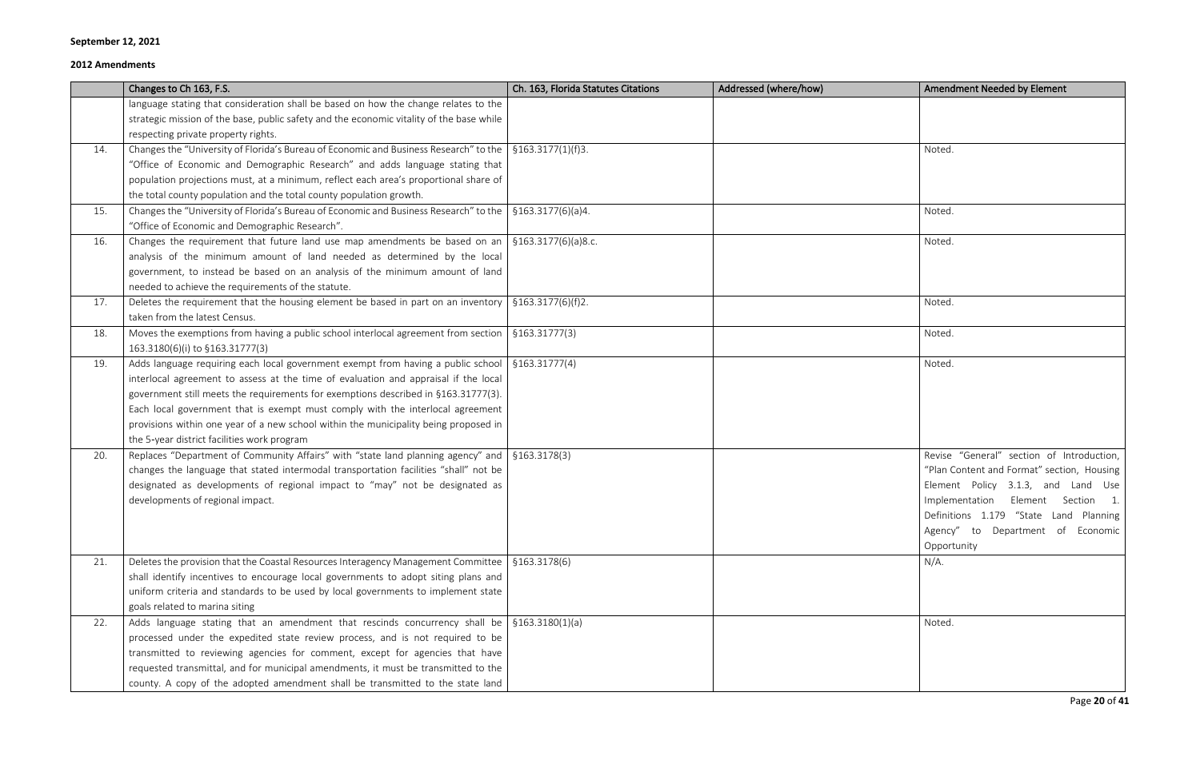**September 12, 2021**

**2012 Amendments**

| | Changes to Ch 163, F.S. | Ch. 163, Florida Statutes Citations | Addressed (where/how) | Amendment Needed by Element |
|---|---|---|---|---|
| | language stating that consideration shall be based on how the change relates to the strategic mission of the base, public safety and the economic vitality of the base while respecting private property rights. | | | |
| 14. | Changes the "University of Florida's Bureau of Economic and Business Research" to the "Office of Economic and Demographic Research" and adds language stating that population projections must, at a minimum, reflect each area's proportional share of the total county population and the total county population growth. | §163.3177(1)(f)3. | | Noted. |
| 15. | Changes the "University of Florida's Bureau of Economic and Business Research" to the "Office of Economic and Demographic Research". | §163.3177(6)(a)4. | | Noted. |
| 16. | Changes the requirement that future land use map amendments be based on an analysis of the minimum amount of land needed as determined by the local government, to instead be based on an analysis of the minimum amount of land needed to achieve the requirements of the statute. | §163.3177(6)(a)8.c. | | Noted. |
| 17. | Deletes the requirement that the housing element be based in part on an inventory taken from the latest Census. | §163.3177(6)(f)2. | | Noted. |
| 18. | Moves the exemptions from having a public school interlocal agreement from section 163.3180(6)(i) to §163.31777(3) | §163.31777(3) | | Noted. |
| 19. | Adds language requiring each local government exempt from having a public school interlocal agreement to assess at the time of evaluation and appraisal if the local government still meets the requirements for exemptions described in §163.31777(3). Each local government that is exempt must comply with the interlocal agreement provisions within one year of a new school within the municipality being proposed in the 5-year district facilities work program | §163.31777(4) | | Noted. |
| 20. | Replaces "Department of Community Affairs" with "state land planning agency" and changes the language that stated intermodal transportation facilities "shall" not be designated as developments of regional impact to "may" not be designated as developments of regional impact. | §163.3178(3) | | Revise "General" section of Introduction, "Plan Content and Format" section, Housing Element Policy 3.1.3, and Land Use Implementation Element Section 1. Definitions 1.179 "State Land Planning Agency" to Department of Economic Opportunity |
| 21. | Deletes the provision that the Coastal Resources Interagency Management Committee shall identify incentives to encourage local governments to adopt siting plans and uniform criteria and standards to be used by local governments to implement state goals related to marina siting | §163.3178(6) | | N/A. |
| 22. | Adds language stating that an amendment that rescinds concurrency shall be processed under the expedited state review process, and is not required to be transmitted to reviewing agencies for comment, except for agencies that have requested transmittal, and for municipal amendments, it must be transmitted to the county. A copy of the adopted amendment shall be transmitted to the state land | §163.3180(1)(a) | | Noted. |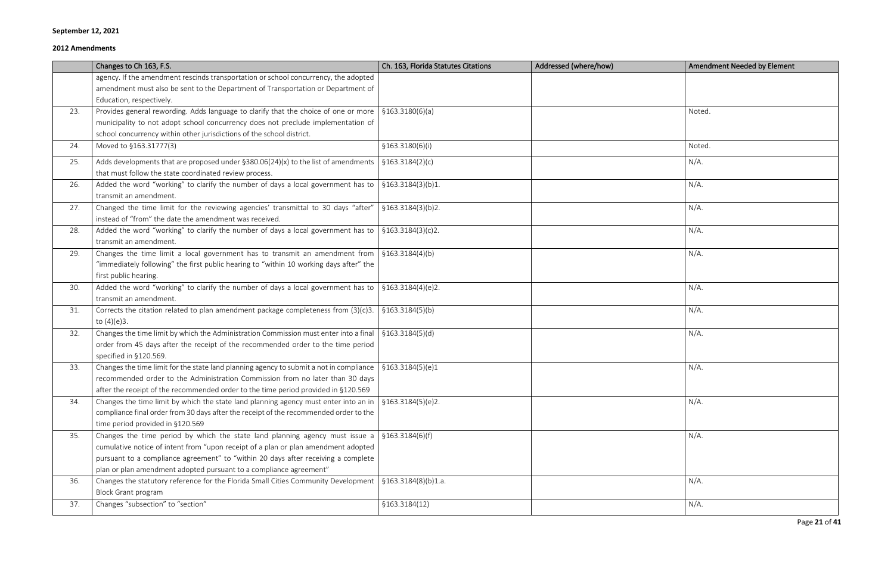**September 12, 2021**

**2012 Amendments**

| | Changes to Ch 163, F.S. | Ch. 163, Florida Statutes Citations | Addressed (where/how) | Amendment Needed by Element |
|---|---|---|---|---|
| | agency. If the amendment rescinds transportation or school concurrency, the adopted amendment must also be sent to the Department of Transportation or Department of Education, respectively. | | | |
| 23. | Provides general rewording. Adds language to clarify that the choice of one or more municipality to not adopt school concurrency does not preclude implementation of school concurrency within other jurisdictions of the school district. | §163.3180(6)(a) | | Noted. |
| 24. | Moved to §163.31777(3) | §163.3180(6)(i) | | Noted. |
| 25. | Adds developments that are proposed under §380.06(24)(x) to the list of amendments that must follow the state coordinated review process. | §163.3184(2)(c) | | N/A. |
| 26. | Added the word "working" to clarify the number of days a local government has to transmit an amendment. | §163.3184(3)(b)1. | | N/A. |
| 27. | Changed the time limit for the reviewing agencies' transmittal to 30 days "after" instead of "from" the date the amendment was received. | §163.3184(3)(b)2. | | N/A. |
| 28. | Added the word "working" to clarify the number of days a local government has to transmit an amendment. | §163.3184(3)(c)2. | | N/A. |
| 29. | Changes the time limit a local government has to transmit an amendment from "immediately following" the first public hearing to "within 10 working days after" the first public hearing. | §163.3184(4)(b) | | N/A. |
| 30. | Added the word "working" to clarify the number of days a local government has to transmit an amendment. | §163.3184(4)(e)2. | | N/A. |
| 31. | Corrects the citation related to plan amendment package completeness from (3)(c)3. to (4)(e)3. | §163.3184(5)(b) | | N/A. |
| 32. | Changes the time limit by which the Administration Commission must enter into a final order from 45 days after the receipt of the recommended order to the time period specified in §120.569. | §163.3184(5)(d) | | N/A. |
| 33. | Changes the time limit for the state land planning agency to submit a not in compliance recommended order to the Administration Commission from no later than 30 days after the receipt of the recommended order to the time period provided in §120.569 | §163.3184(5)(e)1 | | N/A. |
| 34. | Changes the time limit by which the state land planning agency must enter into an in compliance final order from 30 days after the receipt of the recommended order to the time period provided in §120.569 | §163.3184(5)(e)2. | | N/A. |
| 35. | Changes the time period by which the state land planning agency must issue a cumulative notice of intent from "upon receipt of a plan or plan amendment adopted pursuant to a compliance agreement" to "within 20 days after receiving a complete plan or plan amendment adopted pursuant to a compliance agreement" | §163.3184(6)(f) | | N/A. |
| 36. | Changes the statutory reference for the Florida Small Cities Community Development Block Grant program | §163.3184(8)(b)1.a. | | N/A. |
| 37. | Changes "subsection" to "section" | §163.3184(12) | | N/A. |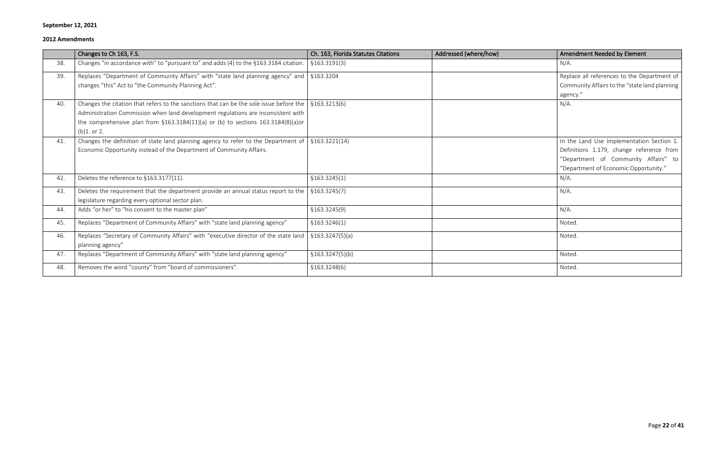**September 12, 2021**

**2012 Amendments**

| | Changes to Ch 163, F.S. | Ch. 163, Florida Statutes Citations | Addressed (where/how) | Amendment Needed by Element |
|---|---|---|---|---|
| 38. | Changes "in accordance with" to "pursuant to" and adds (4) to the §163.3184 citation. | §163.3191(3) | | N/A. |
| 39. | Replaces "Department of Community Affairs" with "state land planning agency" and changes "this" Act to "the Community Planning Act". | §163.3204 | | Replace all references to the Department of Community Affairs to the "state land planning agency." |
| 40. | Changes the citation that refers to the sanctions that can be the sole issue before the Administration Commission when land development regulations are inconsistent with the comprehensive plan from §163.3184(11)(a) or (b) to sections 163.3184(8)(a)or (b)1. or 2. | §163.3213(6) | | N/A. |
| 41. | Changes the definition of state land planning agency to refer to the Department of Economic Opportunity instead of the Department of Community Affairs. | §163.3221(14) | | In the Land Use Implementation Section 1. Definitions 1.179, change reference from "Department of Community Affairs" to "Department of Economic Opportunity." |
| 42. | Deletes the reference to §163.3177(11). | §163.3245(1) | | N/A. |
| 43. | Deletes the requirement that the department provide an annual status report to the legislature regarding every optional sector plan. | §163.3245(7) | | N/A. |
| 44. | Adds "or her" to "his consent to the master plan" | §163.3245(9) | | N/A. |
| 45. | Replaces "Department of Community Affairs" with "state land planning agency" | §163.3246(1) | | Noted. |
| 46. | Replaces "Secretary of Community Affairs" with "executive director of the state land planning agency" | §163.3247(5)(a) | | Noted. |
| 47. | Replaces "Department of Community Affairs" with "state land planning agency" | §163.3247(5)(b) | | Noted. |
| 48. | Removes the word "county" from "board of commissioners". | §163.3248(6) | | Noted. |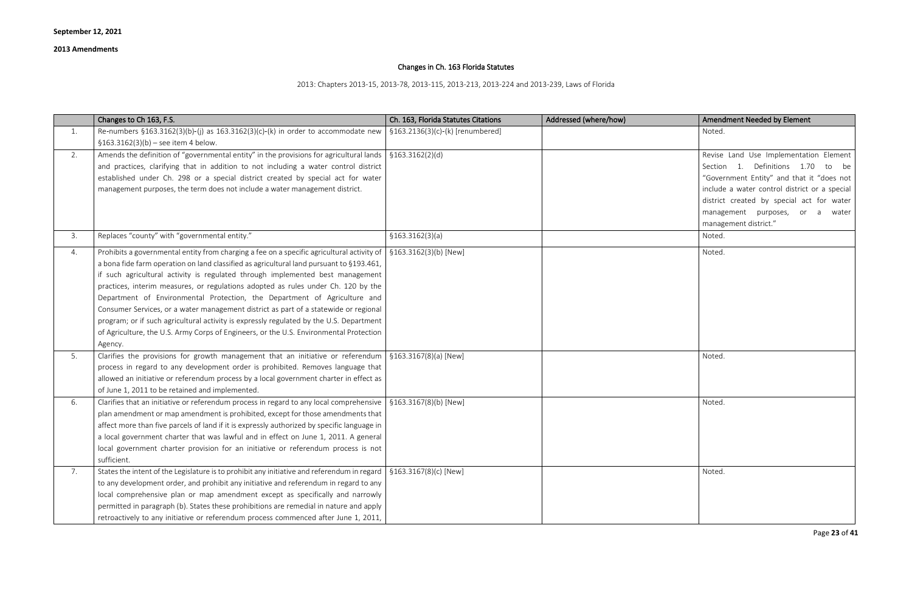**September 12, 2021**

**2013 Amendments**

## Changes in Ch. 163 Florida Statutes

2013: Chapters 2013-15, 2013-78, 2013-115, 2013-213, 2013-224 and 2013-239, Laws of Florida

| | Changes to Ch 163, F.S. | Ch. 163, Florida Statutes Citations | Addressed (where/how) | Amendment Needed by Element |
|---|---|---|---|---|
| 1. | Re-numbers §163.3162(3)(b)-(j) as 163.3162(3)(c)-(k) in order to accommodate new §163.3162(3)(b) – see item 4 below. | §163.2136(3)(c)-(k) [renumbered] | | Noted. |
| 2. | Amends the definition of "governmental entity" in the provisions for agricultural lands and practices, clarifying that in addition to not including a water control district established under Ch. 298 or a special district created by special act for water management purposes, the term does not include a water management district. | §163.3162(2)(d) | | Revise Land Use Implementation Element Section 1. Definitions 1.70 to be "Government Entity" and that it "does not include a water control district or a special district created by special act for water management purposes, or a water management district." |
| 3. | Replaces "county" with "governmental entity." | §163.3162(3)(a) | | Noted. |
| 4. | Prohibits a governmental entity from charging a fee on a specific agricultural activity of a bona fide farm operation on land classified as agricultural land pursuant to §193.461, if such agricultural activity is regulated through implemented best management practices, interim measures, or regulations adopted as rules under Ch. 120 by the Department of Environmental Protection, the Department of Agriculture and Consumer Services, or a water management district as part of a statewide or regional program; or if such agricultural activity is expressly regulated by the U.S. Department of Agriculture, the U.S. Army Corps of Engineers, or the U.S. Environmental Protection Agency. | §163.3162(3)(b) [New] | | Noted. |
| 5. | Clarifies the provisions for growth management that an initiative or referendum process in regard to any development order is prohibited. Removes language that allowed an initiative or referendum process by a local government charter in effect as of June 1, 2011 to be retained and implemented. | §163.3167(8)(a) [New] | | Noted. |
| 6. | Clarifies that an initiative or referendum process in regard to any local comprehensive plan amendment or map amendment is prohibited, except for those amendments that affect more than five parcels of land if it is expressly authorized by specific language in a local government charter that was lawful and in effect on June 1, 2011. A general local government charter provision for an initiative or referendum process is not sufficient. | §163.3167(8)(b) [New] | | Noted. |
| 7. | States the intent of the Legislature is to prohibit any initiative and referendum in regard to any development order, and prohibit any initiative and referendum in regard to any local comprehensive plan or map amendment except as specifically and narrowly permitted in paragraph (b). States these prohibitions are remedial in nature and apply retroactively to any initiative or referendum process commenced after June 1, 2011, | §163.3167(8)(c) [New] | | Noted. |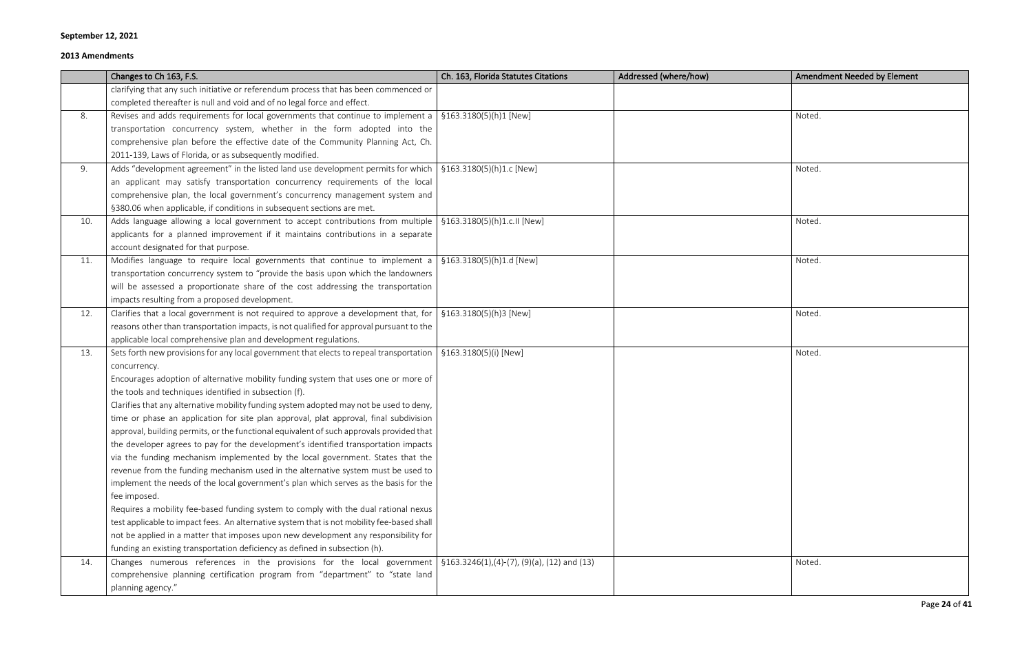**September 12, 2021**

**2013 Amendments**

| | Changes to Ch 163, F.S. | Ch. 163, Florida Statutes Citations | Addressed (where/how) | Amendment Needed by Element |
|---|---|---|---|---|
| | clarifying that any such initiative or referendum process that has been commenced or completed thereafter is null and void and of no legal force and effect. | | | |
| 8. | Revises and adds requirements for local governments that continue to implement a transportation concurrency system, whether in the form adopted into the comprehensive plan before the effective date of the Community Planning Act, Ch. 2011-139, Laws of Florida, or as subsequently modified. | §163.3180(5)(h)1 [New] | | Noted. |
| 9. | Adds "development agreement" in the listed land use development permits for which an applicant may satisfy transportation concurrency requirements of the local comprehensive plan, the local government's concurrency management system and §380.06 when applicable, if conditions in subsequent sections are met. | §163.3180(5)(h)1.c [New] | | Noted. |
| 10. | Adds language allowing a local government to accept contributions from multiple applicants for a planned improvement if it maintains contributions in a separate account designated for that purpose. | §163.3180(5)(h)1.c.II [New] | | Noted. |
| 11. | Modifies language to require local governments that continue to implement a transportation concurrency system to "provide the basis upon which the landowners will be assessed a proportionate share of the cost addressing the transportation impacts resulting from a proposed development. | §163.3180(5)(h)1.d [New] | | Noted. |
| 12. | Clarifies that a local government is not required to approve a development that, for reasons other than transportation impacts, is not qualified for approval pursuant to the applicable local comprehensive plan and development regulations. | §163.3180(5)(h)3 [New] | | Noted. |
| 13. | Sets forth new provisions for any local government that elects to repeal transportation concurrency.<br>Encourages adoption of alternative mobility funding system that uses one or more of the tools and techniques identified in subsection (f).<br>Clarifies that any alternative mobility funding system adopted may not be used to deny, time or phase an application for site plan approval, plat approval, final subdivision approval, building permits, or the functional equivalent of such approvals provided that the developer agrees to pay for the development's identified transportation impacts via the funding mechanism implemented by the local government. States that the revenue from the funding mechanism used in the alternative system must be used to implement the needs of the local government's plan which serves as the basis for the fee imposed.<br>Requires a mobility fee-based funding system to comply with the dual rational nexus test applicable to impact fees. An alternative system that is not mobility fee-based shall not be applied in a matter that imposes upon new development any responsibility for funding an existing transportation deficiency as defined in subsection (h). | §163.3180(5)(i) [New] | | Noted. |
| 14. | Changes numerous references in the provisions for the local government comprehensive planning certification program from "department" to "state land planning agency." | §163.3246(1),(4)-(7), (9)(a), (12) and (13) | | Noted. |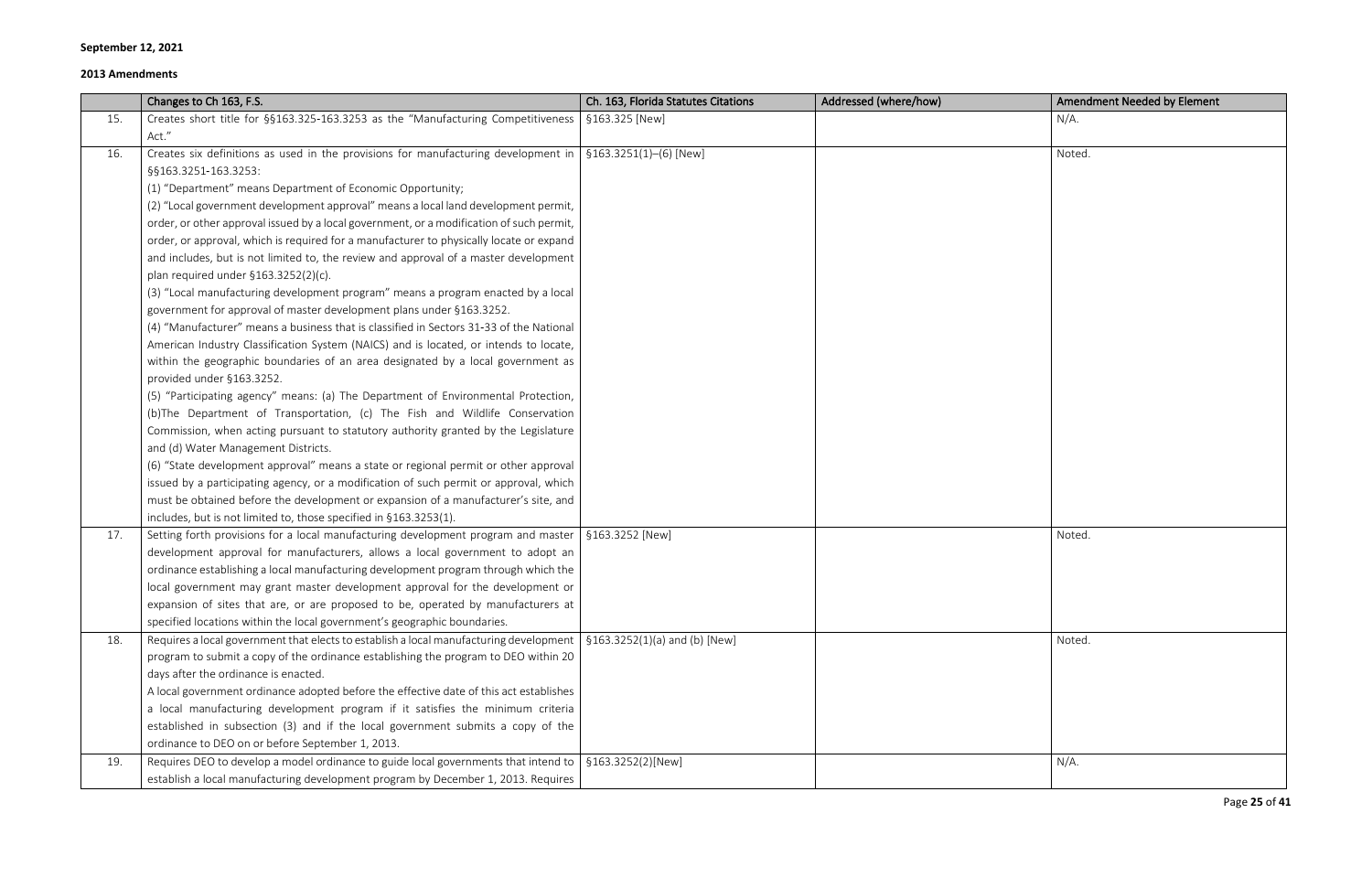**September 12, 2021**

**2013 Amendments**

| | Changes to Ch 163, F.S. | Ch. 163, Florida Statutes Citations | Addressed (where/how) | Amendment Needed by Element |
|---|---|---|---|---|
| 15. | Creates short title for §§163.325-163.3253 as the "Manufacturing Competitiveness Act." | §163.325 [New] | | N/A. |
| 16. | Creates six definitions as used in the provisions for manufacturing development in §§163.3251-163.3253:<br>(1) "Department" means Department of Economic Opportunity;<br>(2) "Local government development approval" means a local land development permit, order, or other approval issued by a local government, or a modification of such permit, order, or approval, which is required for a manufacturer to physically locate or expand and includes, but is not limited to, the review and approval of a master development plan required under §163.3252(2)(c).<br>(3) "Local manufacturing development program" means a program enacted by a local government for approval of master development plans under §163.3252.<br>(4) "Manufacturer" means a business that is classified in Sectors 31-33 of the National American Industry Classification System (NAICS) and is located, or intends to locate, within the geographic boundaries of an area designated by a local government as provided under §163.3252.<br>(5) "Participating agency" means: (a) The Department of Environmental Protection, (b)The Department of Transportation, (c) The Fish and Wildlife Conservation Commission, when acting pursuant to statutory authority granted by the Legislature and (d) Water Management Districts.<br>(6) "State development approval" means a state or regional permit or other approval issued by a participating agency, or a modification of such permit or approval, which must be obtained before the development or expansion of a manufacturer's site, and includes, but is not limited to, those specified in §163.3253(1). | §163.3251(1)–(6) [New] | | Noted. |
| 17. | Setting forth provisions for a local manufacturing development program and master development approval for manufacturers, allows a local government to adopt an ordinance establishing a local manufacturing development program through which the local government may grant master development approval for the development or expansion of sites that are, or are proposed to be, operated by manufacturers at specified locations within the local government's geographic boundaries. | §163.3252 [New] | | Noted. |
| 18. | Requires a local government that elects to establish a local manufacturing development program to submit a copy of the ordinance establishing the program to DEO within 20 days after the ordinance is enacted.<br>A local government ordinance adopted before the effective date of this act establishes a local manufacturing development program if it satisfies the minimum criteria established in subsection (3) and if the local government submits a copy of the ordinance to DEO on or before September 1, 2013. | §163.3252(1)(a) and (b) [New] | | Noted. |
| 19. | Requires DEO to develop a model ordinance to guide local governments that intend to establish a local manufacturing development program by December 1, 2013. Requires | §163.3252(2)[New] | | N/A. |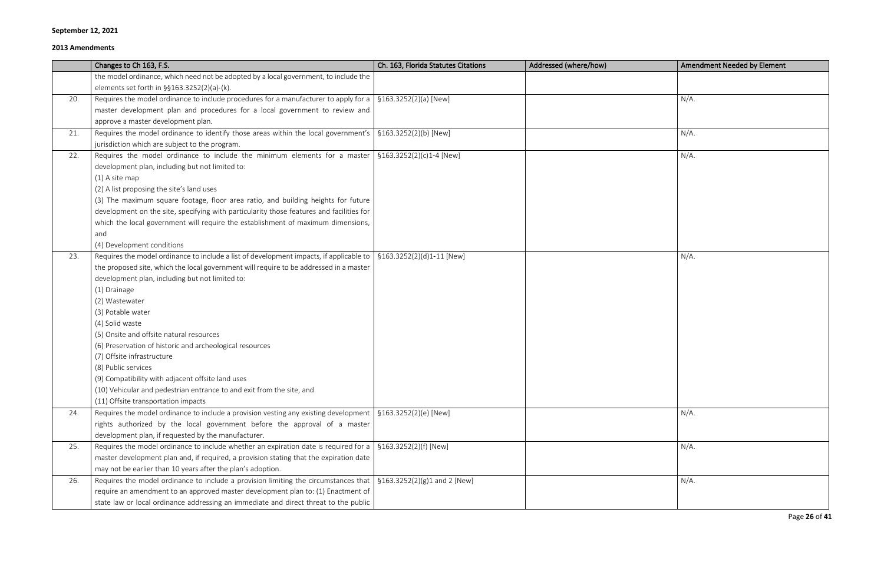**September 12, 2021**

**2013 Amendments**

| | Changes to Ch 163, F.S. | Ch. 163, Florida Statutes Citations | Addressed (where/how) | Amendment Needed by Element |
|---|---|---|---|---|
| | the model ordinance, which need not be adopted by a local government, to include the elements set forth in §§163.3252(2)(a)-(k). | | | |
| 20. | Requires the model ordinance to include procedures for a manufacturer to apply for a master development plan and procedures for a local government to review and approve a master development plan. | §163.3252(2)(a) [New] | | N/A. |
| 21. | Requires the model ordinance to identify those areas within the local government's jurisdiction which are subject to the program. | §163.3252(2)(b) [New] | | N/A. |
| 22. | Requires the model ordinance to include the minimum elements for a master development plan, including but not limited to:<br>(1) A site map<br>(2) A list proposing the site's land uses<br>(3) The maximum square footage, floor area ratio, and building heights for future development on the site, specifying with particularity those features and facilities for which the local government will require the establishment of maximum dimensions, and<br>(4) Development conditions | §163.3252(2)(c)1-4 [New] | | N/A. |
| 23. | Requires the model ordinance to include a list of development impacts, if applicable to the proposed site, which the local government will require to be addressed in a master development plan, including but not limited to:<br>(1) Drainage<br>(2) Wastewater<br>(3) Potable water<br>(4) Solid waste<br>(5) Onsite and offsite natural resources<br>(6) Preservation of historic and archeological resources<br>(7) Offsite infrastructure<br>(8) Public services<br>(9) Compatibility with adjacent offsite land uses<br>(10) Vehicular and pedestrian entrance to and exit from the site, and<br>(11) Offsite transportation impacts | §163.3252(2)(d)1-11 [New] | | N/A. |
| 24. | Requires the model ordinance to include a provision vesting any existing development rights authorized by the local government before the approval of a master development plan, if requested by the manufacturer. | §163.3252(2)(e) [New] | | N/A. |
| 25. | Requires the model ordinance to include whether an expiration date is required for a master development plan and, if required, a provision stating that the expiration date may not be earlier than 10 years after the plan's adoption. | §163.3252(2)(f) [New] | | N/A. |
| 26. | Requires the model ordinance to include a provision limiting the circumstances that require an amendment to an approved master development plan to: (1) Enactment of state law or local ordinance addressing an immediate and direct threat to the public | §163.3252(2)(g)1 and 2 [New] | | N/A. |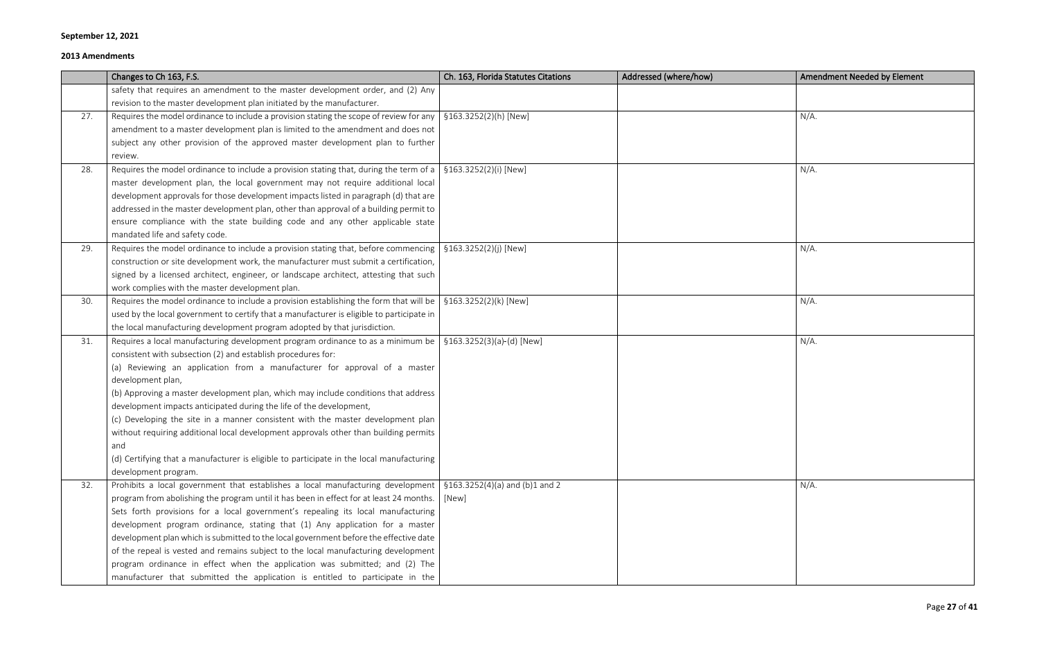**September 12, 2021**

**2013 Amendments**

| | Changes to Ch 163, F.S. | Ch. 163, Florida Statutes Citations | Addressed (where/how) | Amendment Needed by Element |
|---|---|---|---|---|
| | safety that requires an amendment to the master development order, and (2) Any revision to the master development plan initiated by the manufacturer. | | | |
| 27. | Requires the model ordinance to include a provision stating the scope of review for any amendment to a master development plan is limited to the amendment and does not subject any other provision of the approved master development plan to further review. | §163.3252(2)(h) [New] | | N/A. |
| 28. | Requires the model ordinance to include a provision stating that, during the term of a master development plan, the local government may not require additional local development approvals for those development impacts listed in paragraph (d) that are addressed in the master development plan, other than approval of a building permit to ensure compliance with the state building code and any other applicable state mandated life and safety code. | §163.3252(2)(i) [New] | | N/A. |
| 29. | Requires the model ordinance to include a provision stating that, before commencing construction or site development work, the manufacturer must submit a certification, signed by a licensed architect, engineer, or landscape architect, attesting that such work complies with the master development plan. | §163.3252(2)(j) [New] | | N/A. |
| 30. | Requires the model ordinance to include a provision establishing the form that will be used by the local government to certify that a manufacturer is eligible to participate in the local manufacturing development program adopted by that jurisdiction. | §163.3252(2)(k) [New] | | N/A. |
| 31. | Requires a local manufacturing development program ordinance to as a minimum be consistent with subsection (2) and establish procedures for:<br>(a) Reviewing an application from a manufacturer for approval of a master development plan,<br>(b) Approving a master development plan, which may include conditions that address development impacts anticipated during the life of the development,<br>(c) Developing the site in a manner consistent with the master development plan without requiring additional local development approvals other than building permits and<br>(d) Certifying that a manufacturer is eligible to participate in the local manufacturing development program. | §163.3252(3)(a)-(d) [New] | | N/A. |
| 32. | Prohibits a local government that establishes a local manufacturing development program from abolishing the program until it has been in effect for at least 24 months. Sets forth provisions for a local government's repealing its local manufacturing development program ordinance, stating that (1) Any application for a master development plan which is submitted to the local government before the effective date of the repeal is vested and remains subject to the local manufacturing development program ordinance in effect when the application was submitted; and (2) The manufacturer that submitted the application is entitled to participate in the | §163.3252(4)(a) and (b)1 and 2 [New] | | N/A. |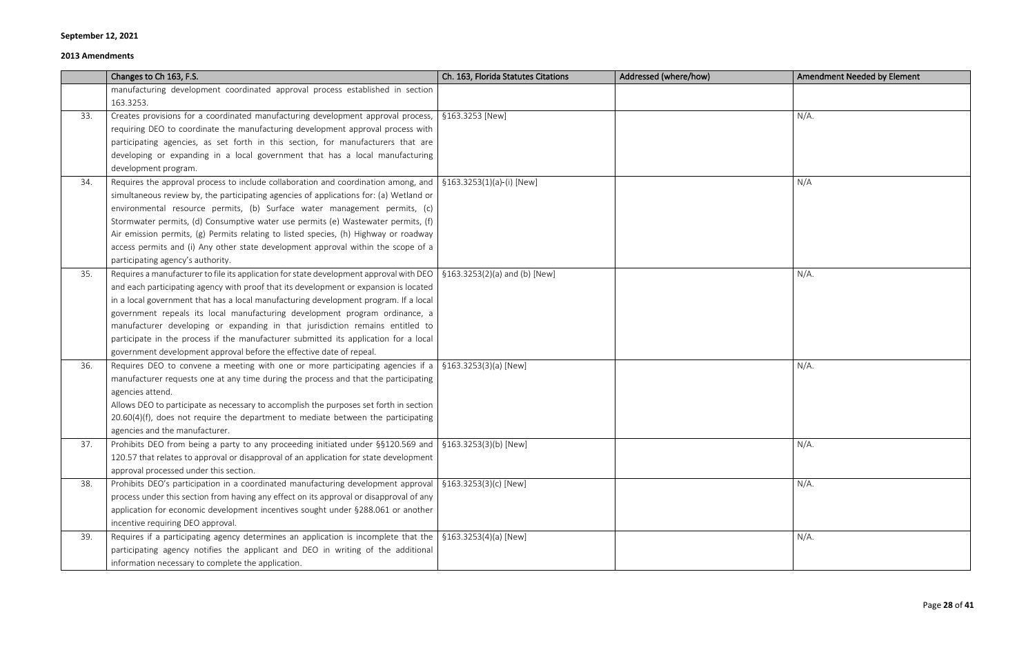**September 12, 2021**

**2013 Amendments**

| | Changes to Ch 163, F.S. | Ch. 163, Florida Statutes Citations | Addressed (where/how) | Amendment Needed by Element |
|---|---|---|---|---|
| | manufacturing development coordinated approval process established in section 163.3253. | | | |
| 33. | Creates provisions for a coordinated manufacturing development approval process, requiring DEO to coordinate the manufacturing development approval process with participating agencies, as set forth in this section, for manufacturers that are developing or expanding in a local government that has a local manufacturing development program. | §163.3253 [New] | | N/A. |
| 34. | Requires the approval process to include collaboration and coordination among, and simultaneous review by, the participating agencies of applications for: (a) Wetland or environmental resource permits, (b) Surface water management permits, (c) Stormwater permits, (d) Consumptive water use permits (e) Wastewater permits, (f) Air emission permits, (g) Permits relating to listed species, (h) Highway or roadway access permits and (i) Any other state development approval within the scope of a participating agency's authority. | §163.3253(1)(a)-(i) [New] | | N/A |
| 35. | Requires a manufacturer to file its application for state development approval with DEO and each participating agency with proof that its development or expansion is located in a local government that has a local manufacturing development program. If a local government repeals its local manufacturing development program ordinance, a manufacturer developing or expanding in that jurisdiction remains entitled to participate in the process if the manufacturer submitted its application for a local government development approval before the effective date of repeal. | §163.3253(2)(a) and (b) [New] | | N/A. |
| 36. | Requires DEO to convene a meeting with one or more participating agencies if a manufacturer requests one at any time during the process and that the participating agencies attend.<br>Allows DEO to participate as necessary to accomplish the purposes set forth in section 20.60(4)(f), does not require the department to mediate between the participating agencies and the manufacturer. | §163.3253(3)(a) [New] | | N/A. |
| 37. | Prohibits DEO from being a party to any proceeding initiated under §§120.569 and 120.57 that relates to approval or disapproval of an application for state development approval processed under this section. | §163.3253(3)(b) [New] | | N/A. |
| 38. | Prohibits DEO's participation in a coordinated manufacturing development approval process under this section from having any effect on its approval or disapproval of any application for economic development incentives sought under §288.061 or another incentive requiring DEO approval. | §163.3253(3)(c) [New] | | N/A. |
| 39. | Requires if a participating agency determines an application is incomplete that the participating agency notifies the applicant and DEO in writing of the additional information necessary to complete the application. | §163.3253(4)(a) [New] | | N/A. |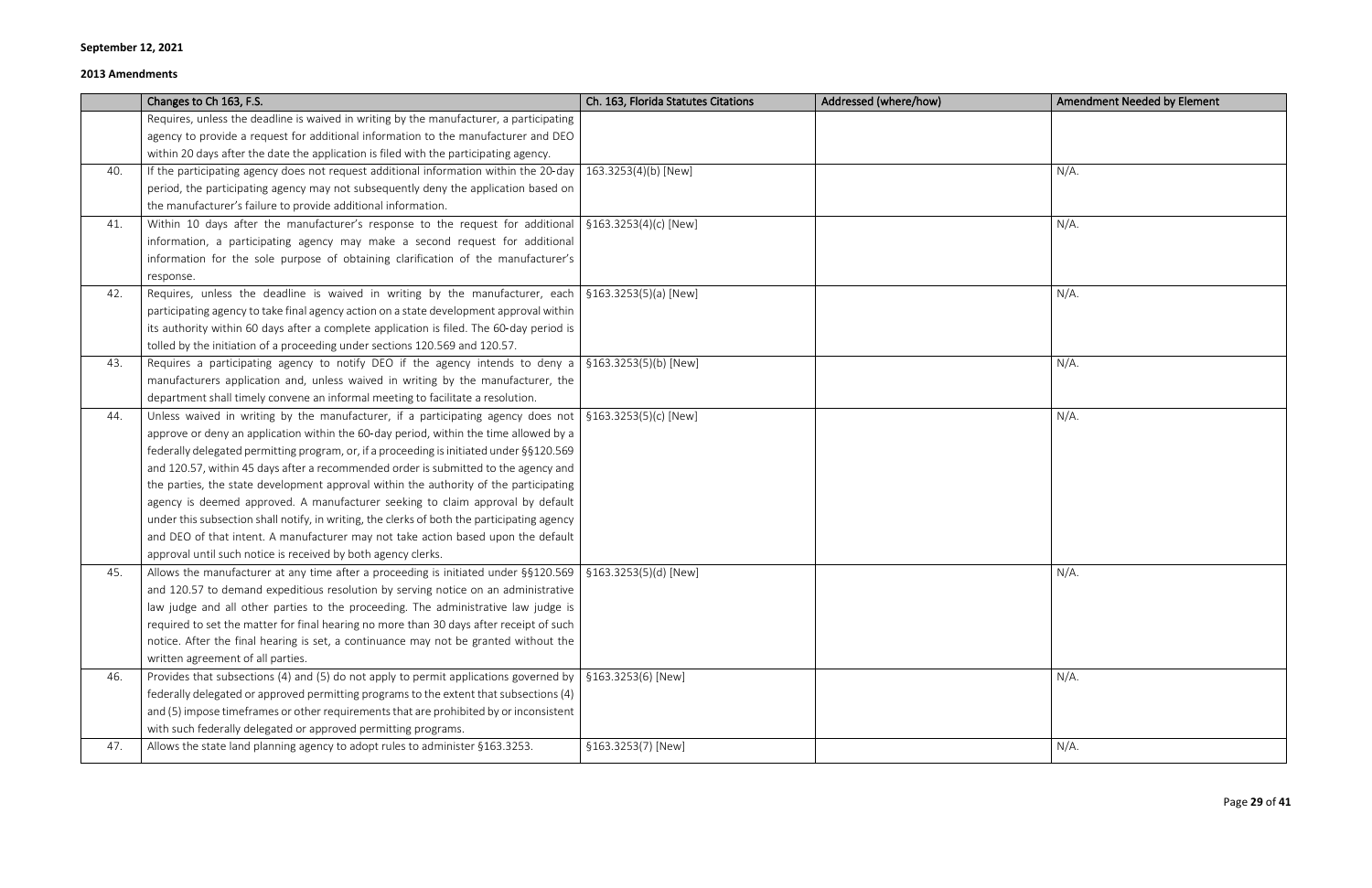**September 12, 2021**

**2013 Amendments**

| | Changes to Ch 163, F.S. | Ch. 163, Florida Statutes Citations | Addressed (where/how) | Amendment Needed by Element |
|---|---|---|---|---|
| | Requires, unless the deadline is waived in writing by the manufacturer, a participating agency to provide a request for additional information to the manufacturer and DEO within 20 days after the date the application is filed with the participating agency. | | | |
| 40. | If the participating agency does not request additional information within the 20-day period, the participating agency may not subsequently deny the application based on the manufacturer's failure to provide additional information. | 163.3253(4)(b) [New] | | N/A. |
| 41. | Within 10 days after the manufacturer's response to the request for additional information, a participating agency may make a second request for additional information for the sole purpose of obtaining clarification of the manufacturer's response. | §163.3253(4)(c) [New] | | N/A. |
| 42. | Requires, unless the deadline is waived in writing by the manufacturer, each participating agency to take final agency action on a state development approval within its authority within 60 days after a complete application is filed. The 60-day period is tolled by the initiation of a proceeding under sections 120.569 and 120.57. | §163.3253(5)(a) [New] | | N/A. |
| 43. | Requires a participating agency to notify DEO if the agency intends to deny a manufacturers application and, unless waived in writing by the manufacturer, the department shall timely convene an informal meeting to facilitate a resolution. | §163.3253(5)(b) [New] | | N/A. |
| 44. | Unless waived in writing by the manufacturer, if a participating agency does not approve or deny an application within the 60-day period, within the time allowed by a federally delegated permitting program, or, if a proceeding is initiated under §§120.569 and 120.57, within 45 days after a recommended order is submitted to the agency and the parties, the state development approval within the authority of the participating agency is deemed approved. A manufacturer seeking to claim approval by default under this subsection shall notify, in writing, the clerks of both the participating agency and DEO of that intent. A manufacturer may not take action based upon the default approval until such notice is received by both agency clerks. | §163.3253(5)(c) [New] | | N/A. |
| 45. | Allows the manufacturer at any time after a proceeding is initiated under §§120.569 and 120.57 to demand expeditious resolution by serving notice on an administrative law judge and all other parties to the proceeding. The administrative law judge is required to set the matter for final hearing no more than 30 days after receipt of such notice. After the final hearing is set, a continuance may not be granted without the written agreement of all parties. | §163.3253(5)(d) [New] | | N/A. |
| 46. | Provides that subsections (4) and (5) do not apply to permit applications governed by federally delegated or approved permitting programs to the extent that subsections (4) and (5) impose timeframes or other requirements that are prohibited by or inconsistent with such federally delegated or approved permitting programs. | §163.3253(6) [New] | | N/A. |
| 47. | Allows the state land planning agency to adopt rules to administer §163.3253. | §163.3253(7) [New] | | N/A. |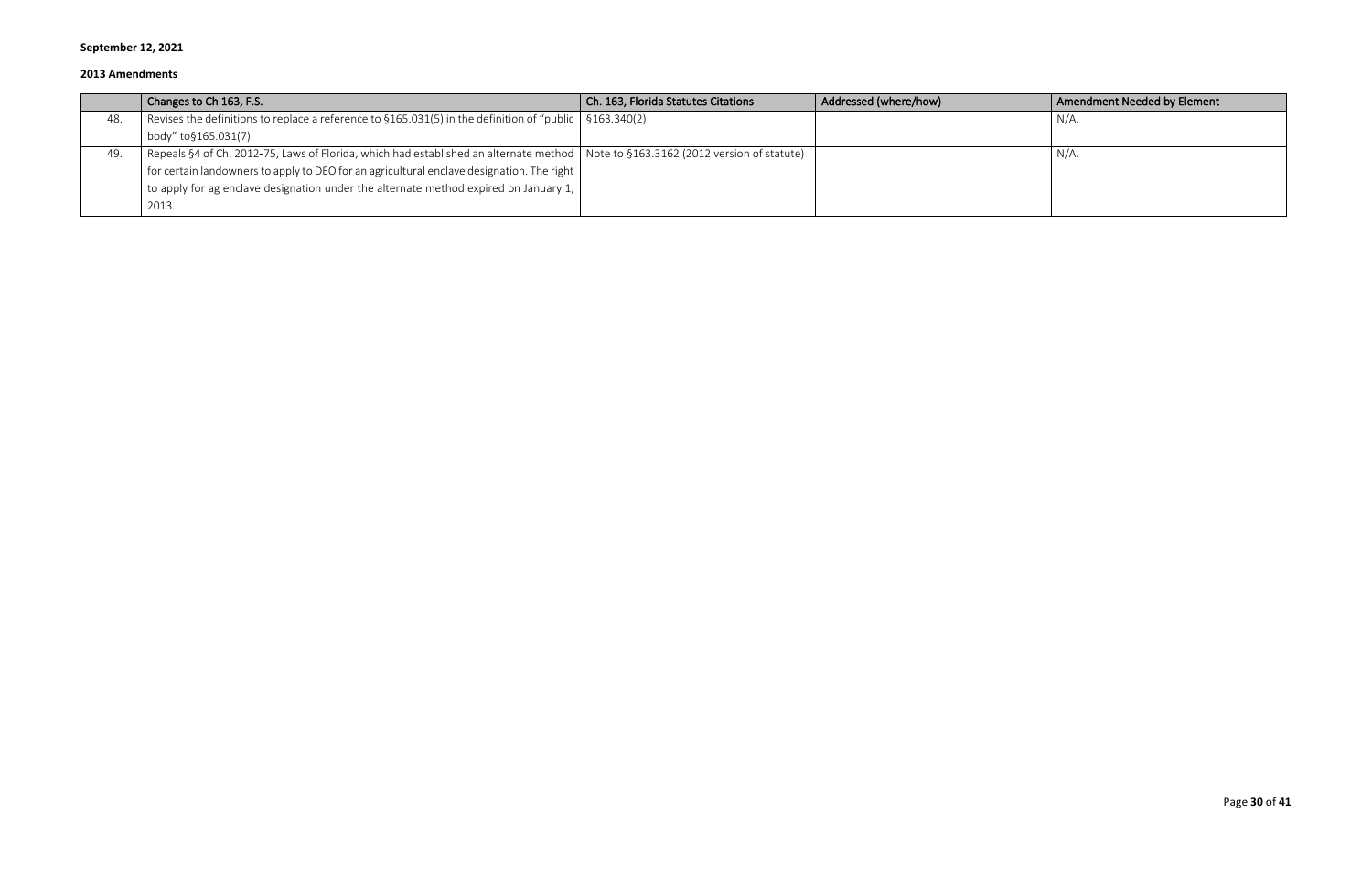**September 12, 2021**

**2013 Amendments**

| | Changes to Ch 163, F.S. | Ch. 163, Florida Statutes Citations | Addressed (where/how) | Amendment Needed by Element |
|---|---|---|---|---|
| 48. | Revises the definitions to replace a reference to §165.031(5) in the definition of "public body" to§165.031(7). | §163.340(2) | | N/A. |
| 49. | Repeals §4 of Ch. 2012-75, Laws of Florida, which had established an alternate method for certain landowners to apply to DEO for an agricultural enclave designation. The right to apply for ag enclave designation under the alternate method expired on January 1, 2013. | Note to §163.3162 (2012 version of statute) | | N/A. |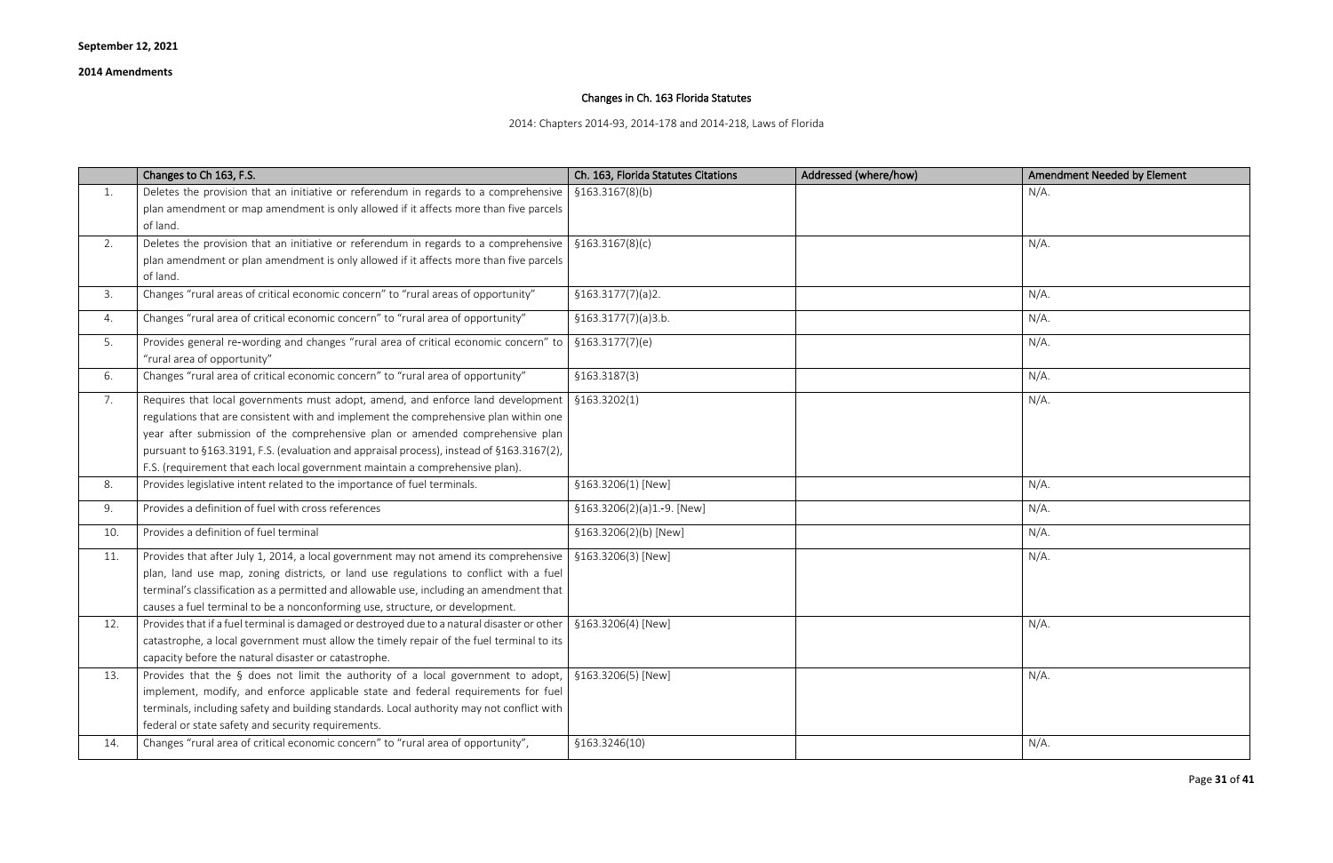**September 12, 2021**

**2014 Amendments**

## Changes in Ch. 163 Florida Statutes

2014: Chapters 2014-93, 2014-178 and 2014-218, Laws of Florida

| | Changes to Ch 163, F.S. | Ch. 163, Florida Statutes Citations | Addressed (where/how) | Amendment Needed by Element |
|---|---|---|---|---|
| 1. | Deletes the provision that an initiative or referendum in regards to a comprehensive plan amendment or map amendment is only allowed if it affects more than five parcels of land. | §163.3167(8)(b) | | N/A. |
| 2. | Deletes the provision that an initiative or referendum in regards to a comprehensive plan amendment or plan amendment is only allowed if it affects more than five parcels of land. | §163.3167(8)(c) | | N/A. |
| 3. | Changes "rural areas of critical economic concern" to "rural areas of opportunity" | §163.3177(7)(a)2. | | N/A. |
| 4. | Changes "rural area of critical economic concern" to "rural area of opportunity" | §163.3177(7)(a)3.b. | | N/A. |
| 5. | Provides general re-wording and changes "rural area of critical economic concern" to "rural area of opportunity" | §163.3177(7)(e) | | N/A. |
| 6. | Changes "rural area of critical economic concern" to "rural area of opportunity" | §163.3187(3) | | N/A. |
| 7. | Requires that local governments must adopt, amend, and enforce land development regulations that are consistent with and implement the comprehensive plan within one year after submission of the comprehensive plan or amended comprehensive plan pursuant to §163.3191, F.S. (evaluation and appraisal process), instead of §163.3167(2), F.S. (requirement that each local government maintain a comprehensive plan). | §163.3202(1) | | N/A. |
| 8. | Provides legislative intent related to the importance of fuel terminals. | §163.3206(1) [New] | | N/A. |
| 9. | Provides a definition of fuel with cross references | §163.3206(2)(a)1.-9. [New] | | N/A. |
| 10. | Provides a definition of fuel terminal | §163.3206(2)(b) [New] | | N/A. |
| 11. | Provides that after July 1, 2014, a local government may not amend its comprehensive plan, land use map, zoning districts, or land use regulations to conflict with a fuel terminal's classification as a permitted and allowable use, including an amendment that causes a fuel terminal to be a nonconforming use, structure, or development. | §163.3206(3) [New] | | N/A. |
| 12. | Provides that if a fuel terminal is damaged or destroyed due to a natural disaster or other catastrophe, a local government must allow the timely repair of the fuel terminal to its capacity before the natural disaster or catastrophe. | §163.3206(4) [New] | | N/A. |
| 13. | Provides that the § does not limit the authority of a local government to adopt, implement, modify, and enforce applicable state and federal requirements for fuel terminals, including safety and building standards. Local authority may not conflict with federal or state safety and security requirements. | §163.3206(5) [New] | | N/A. |
| 14. | Changes "rural area of critical economic concern" to "rural area of opportunity", | §163.3246(10) | | N/A. |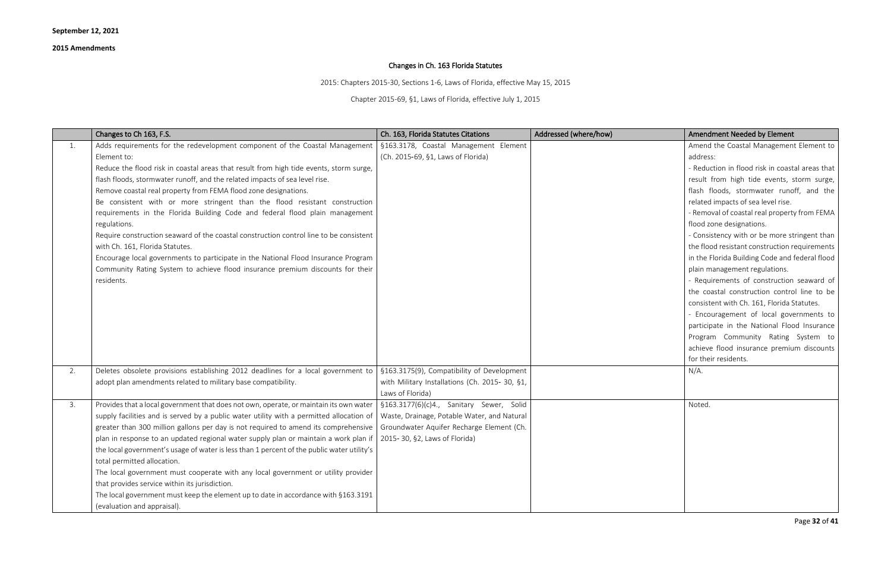**September 12, 2021**

**2015 Amendments**

## Changes in Ch. 163 Florida Statutes

2015: Chapters 2015-30, Sections 1-6, Laws of Florida, effective May 15, 2015

Chapter 2015-69, §1, Laws of Florida, effective July 1, 2015

| | Changes to Ch 163, F.S. | Ch. 163, Florida Statutes Citations | Addressed (where/how) | Amendment Needed by Element |
|---|---|---|---|---|
| 1. | Adds requirements for the redevelopment component of the Coastal Management Element to:<br>Reduce the flood risk in coastal areas that result from high tide events, storm surge, flash floods, stormwater runoff, and the related impacts of sea level rise.<br>Remove coastal real property from FEMA flood zone designations.<br>Be consistent with or more stringent than the flood resistant construction requirements in the Florida Building Code and federal flood plain management regulations.<br>Require construction seaward of the coastal construction control line to be consistent with Ch. 161, Florida Statutes.<br>Encourage local governments to participate in the National Flood Insurance Program Community Rating System to achieve flood insurance premium discounts for their residents. | §163.3178, Coastal Management Element (Ch. 2015-69, §1, Laws of Florida) | | Amend the Coastal Management Element to address:<br>- Reduction in flood risk in coastal areas that result from high tide events, storm surge, flash floods, stormwater runoff, and the related impacts of sea level rise.<br>- Removal of coastal real property from FEMA flood zone designations.<br>- Consistency with or be more stringent than the flood resistant construction requirements in the Florida Building Code and federal flood plain management regulations.<br>- Requirements of construction seaward of the coastal construction control line to be consistent with Ch. 161, Florida Statutes.<br>- Encouragement of local governments to participate in the National Flood Insurance Program Community Rating System to achieve flood insurance premium discounts for their residents. |
| 2. | Deletes obsolete provisions establishing 2012 deadlines for a local government to adopt plan amendments related to military base compatibility. | §163.3175(9), Compatibility of Development with Military Installations (Ch. 2015- 30, §1, Laws of Florida) | | N/A. |
| 3. | Provides that a local government that does not own, operate, or maintain its own water supply facilities and is served by a public water utility with a permitted allocation of greater than 300 million gallons per day is not required to amend its comprehensive plan in response to an updated regional water supply plan or maintain a work plan if the local government's usage of water is less than 1 percent of the public water utility's total permitted allocation.<br>The local government must cooperate with any local government or utility provider that provides service within its jurisdiction.<br>The local government must keep the element up to date in accordance with §163.3191 (evaluation and appraisal). | §163.3177(6)(c)4., Sanitary Sewer, Solid Waste, Drainage, Potable Water, and Natural Groundwater Aquifer Recharge Element (Ch. 2015- 30, §2, Laws of Florida) | | Noted. |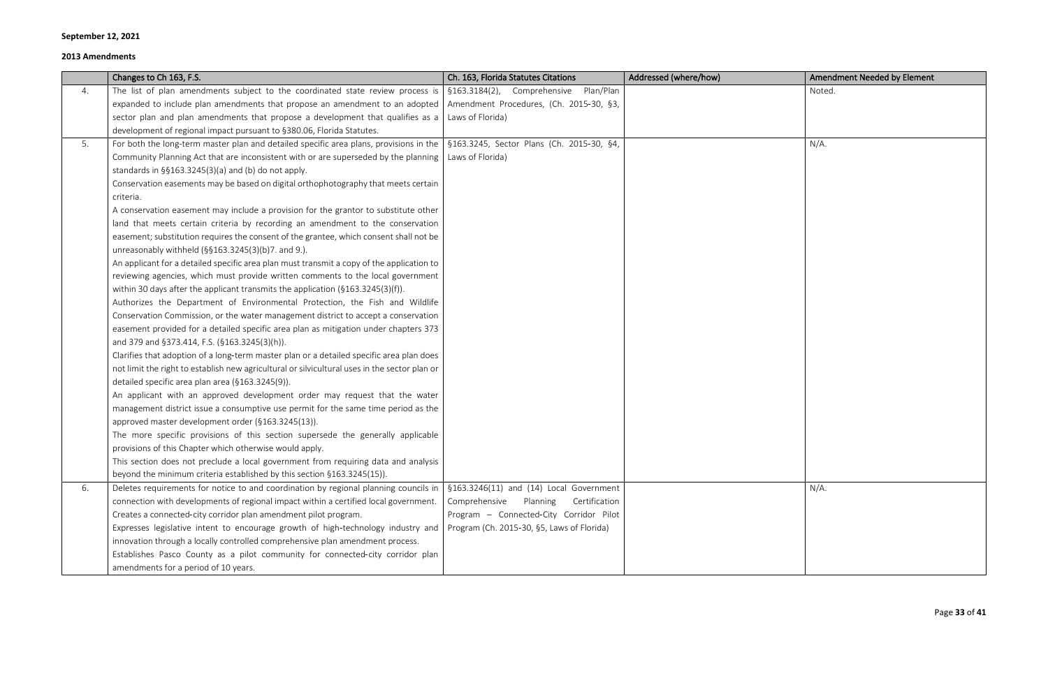**September 12, 2021**

**2013 Amendments**

| | Changes to Ch 163, F.S. | Ch. 163, Florida Statutes Citations | Addressed (where/how) | Amendment Needed by Element |
|---|---|---|---|---|
| 4. | The list of plan amendments subject to the coordinated state review process is expanded to include plan amendments that propose an amendment to an adopted sector plan and plan amendments that propose a development that qualifies as a development of regional impact pursuant to §380.06, Florida Statutes. | §163.3184(2), Comprehensive Plan/Plan Amendment Procedures, (Ch. 2015-30, §3, Laws of Florida) | | Noted. |
| 5. | For both the long-term master plan and detailed specific area plans, provisions in the Community Planning Act that are inconsistent with or are superseded by the planning standards in §§163.3245(3)(a) and (b) do not apply.<br>Conservation easements may be based on digital orthophotography that meets certain criteria.<br>A conservation easement may include a provision for the grantor to substitute other land that meets certain criteria by recording an amendment to the conservation easement; substitution requires the consent of the grantee, which consent shall not be unreasonably withheld (§§163.3245(3)(b)7. and 9.).<br>An applicant for a detailed specific area plan must transmit a copy of the application to reviewing agencies, which must provide written comments to the local government within 30 days after the applicant transmits the application (§163.3245(3)(f)).<br>Authorizes the Department of Environmental Protection, the Fish and Wildlife Conservation Commission, or the water management district to accept a conservation easement provided for a detailed specific area plan as mitigation under chapters 373 and 379 and §373.414, F.S. (§163.3245(3)(h)).<br>Clarifies that adoption of a long-term master plan or a detailed specific area plan does not limit the right to establish new agricultural or silvicultural uses in the sector plan or detailed specific area plan area (§163.3245(9)).<br>An applicant with an approved development order may request that the water management district issue a consumptive use permit for the same time period as the approved master development order (§163.3245(13)).<br>The more specific provisions of this section supersede the generally applicable provisions of this Chapter which otherwise would apply.<br>This section does not preclude a local government from requiring data and analysis beyond the minimum criteria established by this section §163.3245(15)). | §163.3245, Sector Plans (Ch. 2015-30, §4, Laws of Florida) | | N/A. |
| 6. | Deletes requirements for notice to and coordination by regional planning councils in connection with developments of regional impact within a certified local government.<br>Creates a connected-city corridor plan amendment pilot program.<br>Expresses legislative intent to encourage growth of high-technology industry and innovation through a locally controlled comprehensive plan amendment process.<br>Establishes Pasco County as a pilot community for connected-city corridor plan amendments for a period of 10 years. | §163.3246(11) and (14) Local Government Comprehensive Planning Certification Program – Connected-City Corridor Pilot Program (Ch. 2015-30, §5, Laws of Florida) | | N/A. |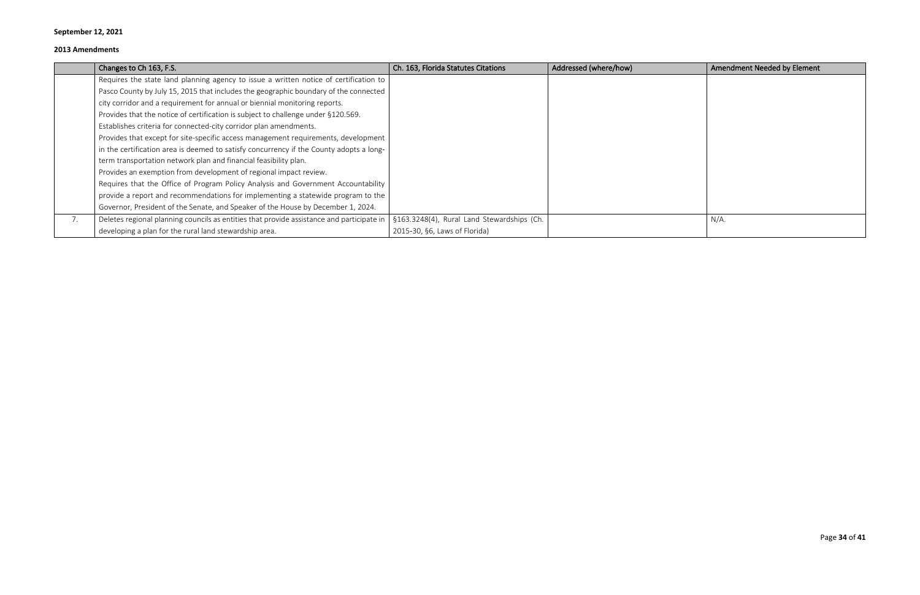**September 12, 2021**

**2013 Amendments**

| | Changes to Ch 163, F.S. | Ch. 163, Florida Statutes Citations | Addressed (where/how) | Amendment Needed by Element |
|---|---|---|---|---|
| | Requires the state land planning agency to issue a written notice of certification to Pasco County by July 15, 2015 that includes the geographic boundary of the connected city corridor and a requirement for annual or biennial monitoring reports.<br>Provides that the notice of certification is subject to challenge under §120.569.<br>Establishes criteria for connected-city corridor plan amendments.<br>Provides that except for site-specific access management requirements, development in the certification area is deemed to satisfy concurrency if the County adopts a long-term transportation network plan and financial feasibility plan.<br>Provides an exemption from development of regional impact review.<br>Requires that the Office of Program Policy Analysis and Government Accountability provide a report and recommendations for implementing a statewide program to the Governor, President of the Senate, and Speaker of the House by December 1, 2024. | | | |
| 7. | Deletes regional planning councils as entities that provide assistance and participate in developing a plan for the rural land stewardship area. | §163.3248(4), Rural Land Stewardships (Ch. 2015-30, §6, Laws of Florida) | | N/A. |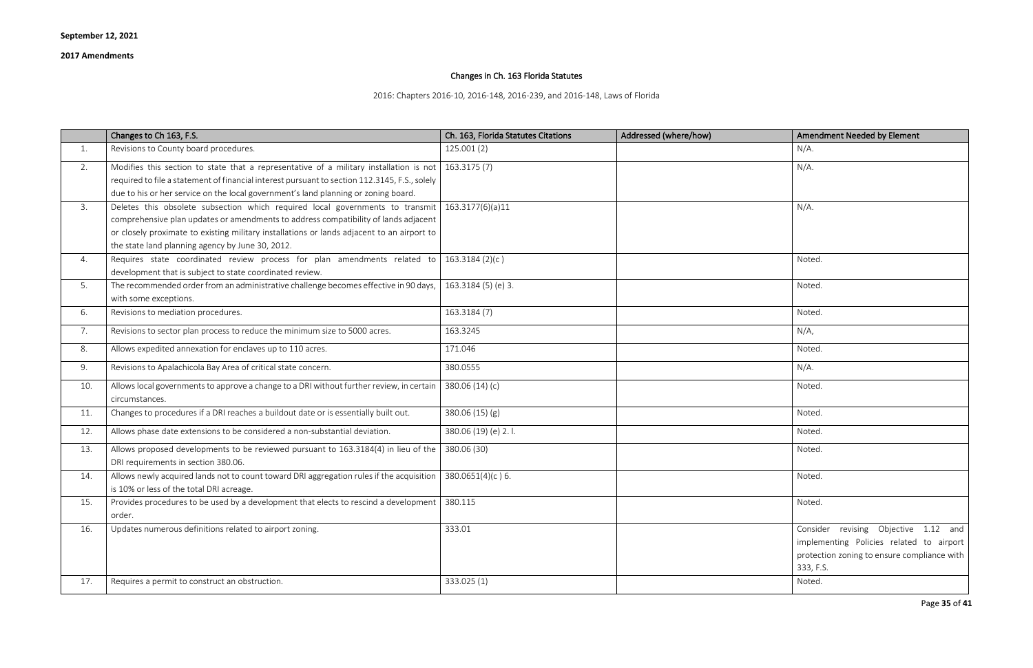**September 12, 2021**

**2017 Amendments**

## Changes in Ch. 163 Florida Statutes

2016: Chapters 2016-10, 2016-148, 2016-239, and 2016-148, Laws of Florida

| | Changes to Ch 163, F.S. | Ch. 163, Florida Statutes Citations | Addressed (where/how) | Amendment Needed by Element |
|---|---|---|---|---|
| 1. | Revisions to County board procedures. | 125.001 (2) | | N/A. |
| 2. | Modifies this section to state that a representative of a military installation is not required to file a statement of financial interest pursuant to section 112.3145, F.S., solely due to his or her service on the local government's land planning or zoning board. | 163.3175 (7) | | N/A. |
| 3. | Deletes this obsolete subsection which required local governments to transmit comprehensive plan updates or amendments to address compatibility of lands adjacent or closely proximate to existing military installations or lands adjacent to an airport to the state land planning agency by June 30, 2012. | 163.3177(6)(a)11 | | N/A. |
| 4. | Requires state coordinated review process for plan amendments related to development that is subject to state coordinated review. | 163.3184 (2)(c ) | | Noted. |
| 5. | The recommended order from an administrative challenge becomes effective in 90 days, with some exceptions. | 163.3184 (5) (e) 3. | | Noted. |
| 6. | Revisions to mediation procedures. | 163.3184 (7) | | Noted. |
| 7. | Revisions to sector plan process to reduce the minimum size to 5000 acres. | 163.3245 | | N/A, |
| 8. | Allows expedited annexation for enclaves up to 110 acres. | 171.046 | | Noted. |
| 9. | Revisions to Apalachicola Bay Area of critical state concern. | 380.0555 | | N/A. |
| 10. | Allows local governments to approve a change to a DRI without further review, in certain circumstances. | 380.06 (14) (c) | | Noted. |
| 11. | Changes to procedures if a DRI reaches a buildout date or is essentially built out. | 380.06 (15) (g) | | Noted. |
| 12. | Allows phase date extensions to be considered a non-substantial deviation. | 380.06 (19) (e) 2. l. | | Noted. |
| 13. | Allows proposed developments to be reviewed pursuant to 163.3184(4) in lieu of the DRI requirements in section 380.06. | 380.06 (30) | | Noted. |
| 14. | Allows newly acquired lands not to count toward DRI aggregation rules if the acquisition is 10% or less of the total DRI acreage. | 380.0651(4)(c ) 6. | | Noted. |
| 15. | Provides procedures to be used by a development that elects to rescind a development order. | 380.115 | | Noted. |
| 16. | Updates numerous definitions related to airport zoning. | 333.01 | | Consider revising Objective 1.12 and implementing Policies related to airport protection zoning to ensure compliance with 333, F.S. |
| 17. | Requires a permit to construct an obstruction. | 333.025 (1) | | Noted. |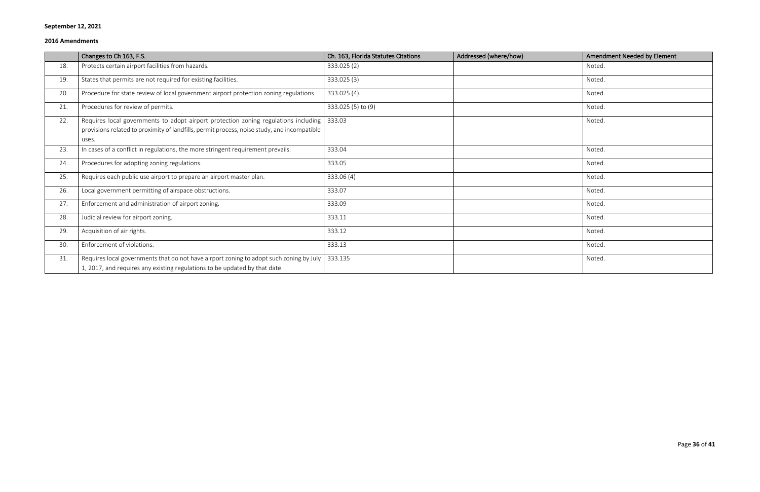**September 12, 2021**

**2016 Amendments**

| | Changes to Ch 163, F.S. | Ch. 163, Florida Statutes Citations | Addressed (where/how) | Amendment Needed by Element |
|---|---|---|---|---|
| 18. | Protects certain airport facilities from hazards. | 333.025 (2) | | Noted. |
| 19. | States that permits are not required for existing facilities. | 333.025 (3) | | Noted. |
| 20. | Procedure for state review of local government airport protection zoning regulations. | 333.025 (4) | | Noted. |
| 21. | Procedures for review of permits. | 333.025 (5) to (9) | | Noted. |
| 22. | Requires local governments to adopt airport protection zoning regulations including provisions related to proximity of landfills, permit process, noise study, and incompatible uses. | 333.03 | | Noted. |
| 23. | In cases of a conflict in regulations, the more stringent requirement prevails. | 333.04 | | Noted. |
| 24. | Procedures for adopting zoning regulations. | 333.05 | | Noted. |
| 25. | Requires each public use airport to prepare an airport master plan. | 333.06 (4) | | Noted. |
| 26. | Local government permitting of airspace obstructions. | 333.07 | | Noted. |
| 27. | Enforcement and administration of airport zoning. | 333.09 | | Noted. |
| 28. | Judicial review for airport zoning. | 333.11 | | Noted. |
| 29. | Acquisition of air rights. | 333.12 | | Noted. |
| 30. | Enforcement of violations. | 333.13 | | Noted. |
| 31. | Requires local governments that do not have airport zoning to adopt such zoning by July 1, 2017, and requires any existing regulations to be updated by that date. | 333.135 | | Noted. |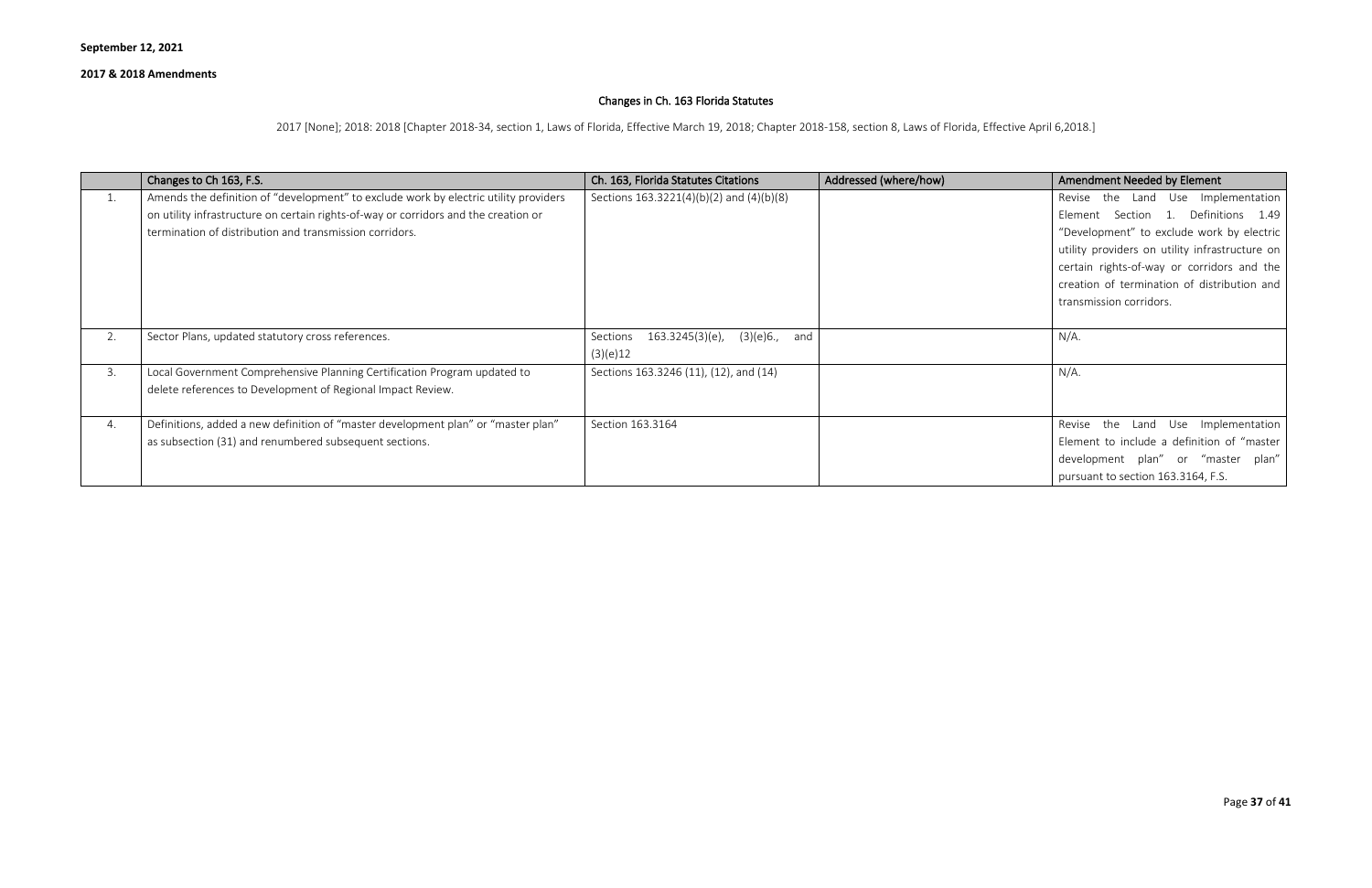**September 12, 2021**

**2017 & 2018 Amendments**

## Changes in Ch. 163 Florida Statutes

2017 [None]; 2018: 2018 [Chapter 2018-34, section 1, Laws of Florida, Effective March 19, 2018; Chapter 2018-158, section 8, Laws of Florida, Effective April 6,2018.]

| | Changes to Ch 163, F.S. | Ch. 163, Florida Statutes Citations | Addressed (where/how) | Amendment Needed by Element |
|---|---|---|---|---|
| 1. | Amends the definition of "development" to exclude work by electric utility providers on utility infrastructure on certain rights-of-way or corridors and the creation or termination of distribution and transmission corridors. | Sections 163.3221(4)(b)(2) and (4)(b)(8) | | Revise the Land Use Implementation Element Section 1. Definitions 1.49 "Development" to exclude work by electric utility providers on utility infrastructure on certain rights-of-way or corridors and the creation of termination of distribution and transmission corridors. |
| 2. | Sector Plans, updated statutory cross references. | Sections 163.3245(3)(e), (3)(e)6., and (3)(e)12 | | N/A. |
| 3. | Local Government Comprehensive Planning Certification Program updated to delete references to Development of Regional Impact Review. | Sections 163.3246 (11), (12), and (14) | | N/A. |
| 4. | Definitions, added a new definition of "master development plan" or "master plan" as subsection (31) and renumbered subsequent sections. | Section 163.3164 | | Revise the Land Use Implementation Element to include a definition of "master development plan" or "master plan" pursuant to section 163.3164, F.S. |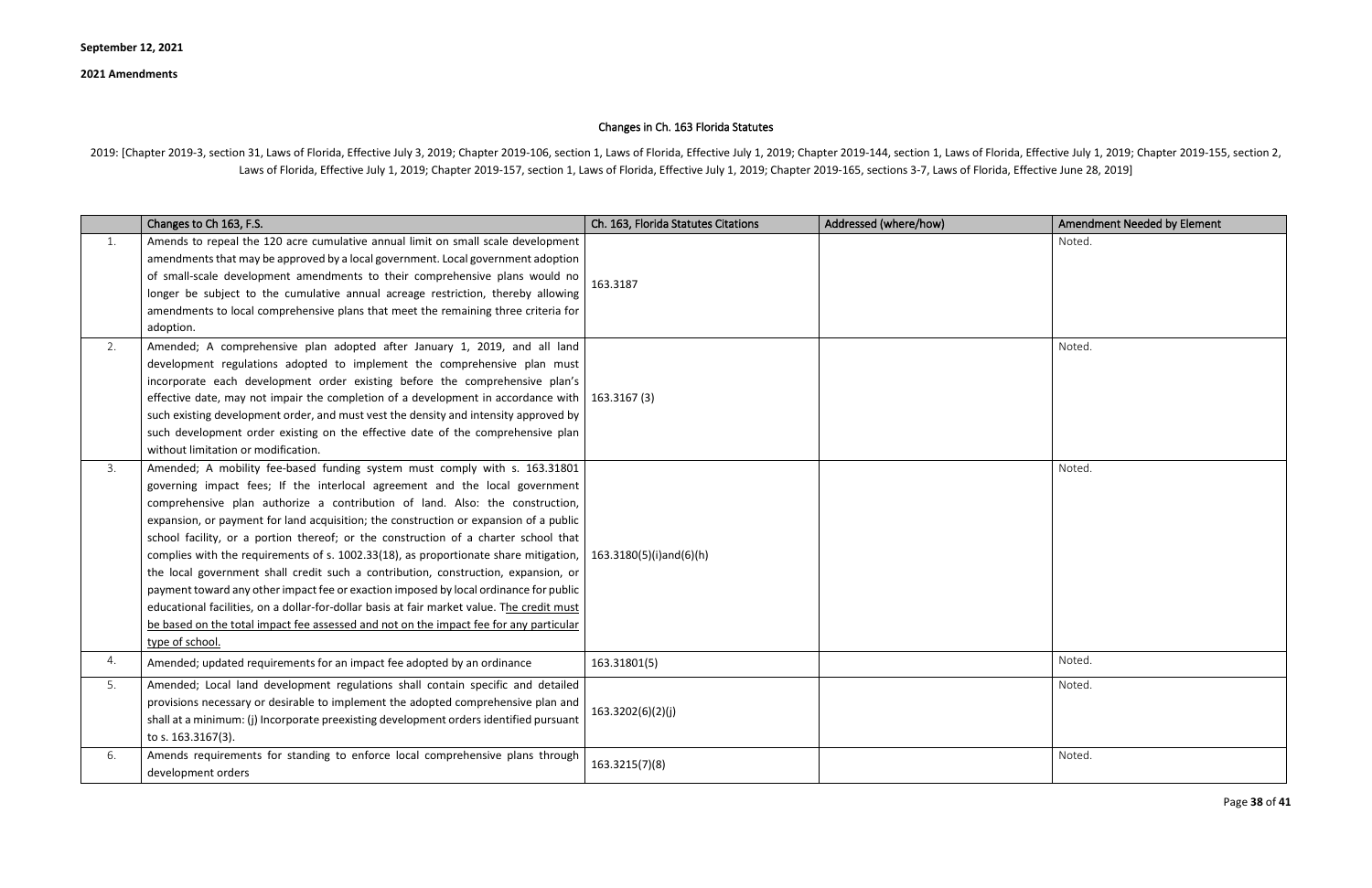**September 12, 2021**

**2021 Amendments**

## Changes in Ch. 163 Florida Statutes

2019: [Chapter 2019-3, section 31, Laws of Florida, Effective July 3, 2019; Chapter 2019-106, section 1, Laws of Florida, Effective July 1, 2019; Chapter 2019-144, section 1, Laws of Florida, Effective July 1, 2019; Chapter 2019-155, section 2, Laws of Florida, Effective July 1, 2019; Chapter 2019-157, section 1, Laws of Florida, Effective July 1, 2019; Chapter 2019-165, sections 3-7, Laws of Florida, Effective June 28, 2019]

| | Changes to Ch 163, F.S. | Ch. 163, Florida Statutes Citations | Addressed (where/how) | Amendment Needed by Element |
|---|---|---|---|---|
| 1. | Amends to repeal the 120 acre cumulative annual limit on small scale development amendments that may be approved by a local government. Local government adoption of small-scale development amendments to their comprehensive plans would no longer be subject to the cumulative annual acreage restriction, thereby allowing amendments to local comprehensive plans that meet the remaining three criteria for adoption. | 163.3187 | | Noted. |
| 2. | Amended; A comprehensive plan adopted after January 1, 2019, and all land development regulations adopted to implement the comprehensive plan must incorporate each development order existing before the comprehensive plan's effective date, may not impair the completion of a development in accordance with such existing development order, and must vest the density and intensity approved by such development order existing on the effective date of the comprehensive plan without limitation or modification. | 163.3167 (3) | | Noted. |
| 3. | Amended; A mobility fee-based funding system must comply with s. 163.31801 governing impact fees; If the interlocal agreement and the local government comprehensive plan authorize a contribution of land. Also: the construction, expansion, or payment for land acquisition; the construction or expansion of a public school facility, or a portion thereof; or the construction of a charter school that complies with the requirements of s. 1002.33(18), as proportionate share mitigation, the local government shall credit such a contribution, construction, expansion, or payment toward any other impact fee or exaction imposed by local ordinance for public educational facilities, on a dollar-for-dollar basis at fair market value. <u>The credit must be based on the total impact fee assessed and not on the impact fee for any particular type of school.</u> | 163.3180(5)(i)and(6)(h) | | Noted. |
| 4. | Amended; updated requirements for an impact fee adopted by an ordinance | 163.31801(5) | | Noted. |
| 5. | Amended; Local land development regulations shall contain specific and detailed provisions necessary or desirable to implement the adopted comprehensive plan and shall at a minimum: (j) Incorporate preexisting development orders identified pursuant to s. 163.3167(3). | 163.3202(6)(2)(j) | | Noted. |
| 6. | Amends requirements for standing to enforce local comprehensive plans through development orders | 163.3215(7)(8) | | Noted. |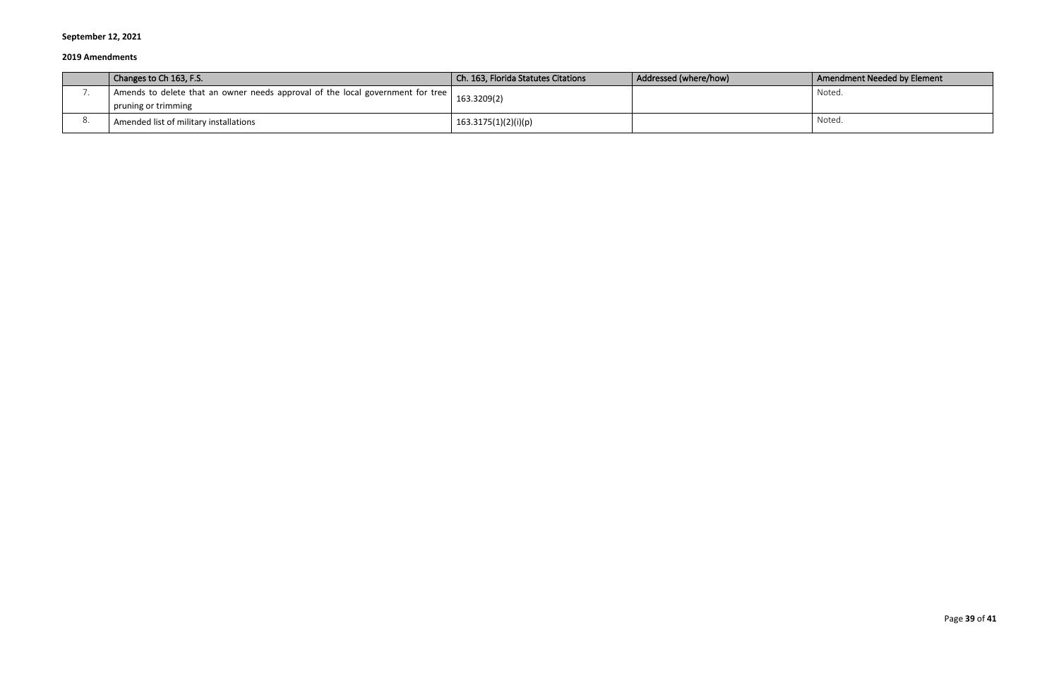**September 12, 2021**

**2019 Amendments**

| | Changes to Ch 163, F.S. | Ch. 163, Florida Statutes Citations | Addressed (where/how) | Amendment Needed by Element |
|---|---|---|---|---|
| 7. | Amends to delete that an owner needs approval of the local government for tree pruning or trimming | 163.3209(2) | | Noted. |
| 8. | Amended list of military installations | 163.3175(1)(2)(i)(p) | | Noted. |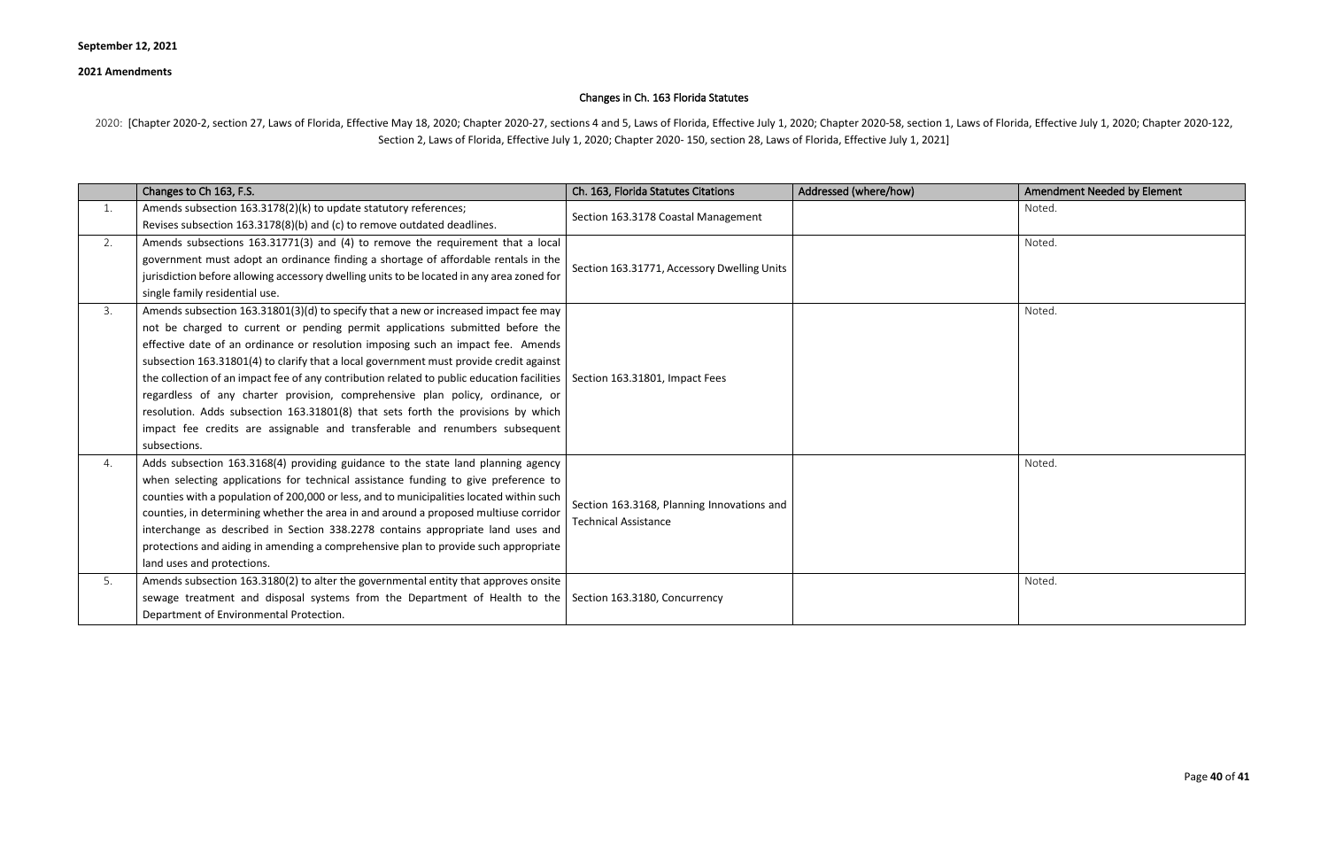**September 12, 2021**

**2021 Amendments**

## Changes in Ch. 163 Florida Statutes

2020: [Chapter 2020-2, section 27, Laws of Florida, Effective May 18, 2020; Chapter 2020-27, sections 4 and 5, Laws of Florida, Effective July 1, 2020; Chapter 2020-58, section 1, Laws of Florida, Effective July 1, 2020; Chapter 2020-122, Section 2, Laws of Florida, Effective July 1, 2020; Chapter 2020- 150, section 28, Laws of Florida, Effective July 1, 2021]

| | Changes to Ch 163, F.S. | Ch. 163, Florida Statutes Citations | Addressed (where/how) | Amendment Needed by Element |
|---|---|---|---|---|
| 1. | Amends subsection 163.3178(2)(k) to update statutory references; Revises subsection 163.3178(8)(b) and (c) to remove outdated deadlines. | Section 163.3178 Coastal Management | | Noted. |
| 2. | Amends subsections 163.31771(3) and (4) to remove the requirement that a local government must adopt an ordinance finding a shortage of affordable rentals in the jurisdiction before allowing accessory dwelling units to be located in any area zoned for single family residential use. | Section 163.31771, Accessory Dwelling Units | | Noted. |
| 3. | Amends subsection 163.31801(3)(d) to specify that a new or increased impact fee may not be charged to current or pending permit applications submitted before the effective date of an ordinance or resolution imposing such an impact fee. Amends subsection 163.31801(4) to clarify that a local government must provide credit against the collection of an impact fee of any contribution related to public education facilities regardless of any charter provision, comprehensive plan policy, ordinance, or resolution. Adds subsection 163.31801(8) that sets forth the provisions by which impact fee credits are assignable and transferable and renumbers subsequent subsections. | Section 163.31801, Impact Fees | | Noted. |
| 4. | Adds subsection 163.3168(4) providing guidance to the state land planning agency when selecting applications for technical assistance funding to give preference to counties with a population of 200,000 or less, and to municipalities located within such counties, in determining whether the area in and around a proposed multiuse corridor interchange as described in Section 338.2278 contains appropriate land uses and protections and aiding in amending a comprehensive plan to provide such appropriate land uses and protections. | Section 163.3168, Planning Innovations and Technical Assistance | | Noted. |
| 5. | Amends subsection 163.3180(2) to alter the governmental entity that approves onsite sewage treatment and disposal systems from the Department of Health to the Department of Environmental Protection. | Section 163.3180, Concurrency | | Noted. |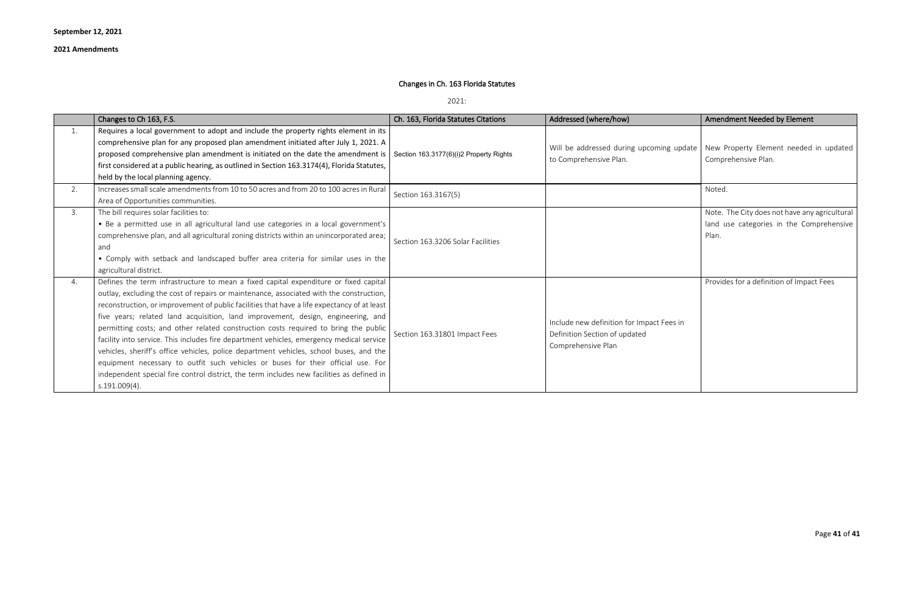**September 12, 2021**

**2021 Amendments**

## Changes in Ch. 163 Florida Statutes

2021:

| | Changes to Ch 163, F.S. | Ch. 163, Florida Statutes Citations | Addressed (where/how) | Amendment Needed by Element |
|---|---|---|---|---|
| 1. | Requires a local government to adopt and include the property rights element in its comprehensive plan for any proposed plan amendment initiated after July 1, 2021. A proposed comprehensive plan amendment is initiated on the date the amendment is first considered at a public hearing, as outlined in Section 163.3174(4), Florida Statutes, held by the local planning agency. | Section 163.3177(6)(i)2 Property Rights | Will be addressed during upcoming update to Comprehensive Plan. | New Property Element needed in updated Comprehensive Plan. |
| 2. | Increases small scale amendments from 10 to 50 acres and from 20 to 100 acres in Rural Area of Opportunities communities. | Section 163.3167(5) | | Noted. |
| 3. | The bill requires solar facilities to:<br>• Be a permitted use in all agricultural land use categories in a local government's comprehensive plan, and all agricultural zoning districts within an unincorporated area; and<br>• Comply with setback and landscaped buffer area criteria for similar uses in the agricultural district. | Section 163.3206 Solar Facilities | | Note. The City does not have any agricultural land use categories in the Comprehensive Plan. |
| 4. | Defines the term infrastructure to mean a fixed capital expenditure or fixed capital outlay, excluding the cost of repairs or maintenance, associated with the construction, reconstruction, or improvement of public facilities that have a life expectancy of at least five years; related land acquisition, land improvement, design, engineering, and permitting costs; and other related construction costs required to bring the public facility into service. This includes fire department vehicles, emergency medical service vehicles, sheriff's office vehicles, police department vehicles, school buses, and the equipment necessary to outfit such vehicles or buses for their official use. For independent special fire control district, the term includes new facilities as defined in s.191.009(4). | Section 163.31801 Impact Fees | Include new definition for Impact Fees in Definition Section of updated Comprehensive Plan | Provides for a definition of Impact Fees |